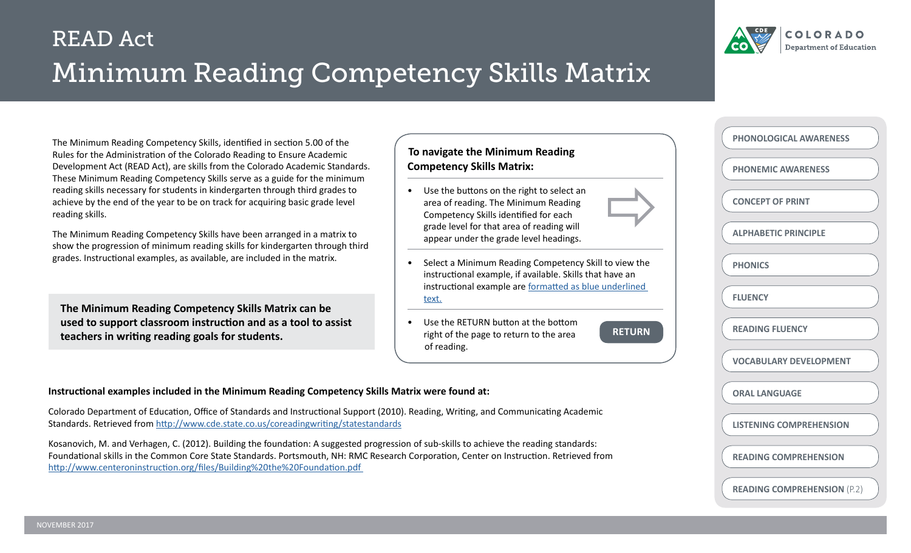# READ Act

# Minimum Reading Competency Skills Matrix

COLORADO Department of Education

The Minimum Reading Competency Skills, identified in section 5.00 of the Rules for the Administration of the Colorado Reading to Ensure Academic Development Act (READ Act), are skills from the Colorado Academic Standards. These Minimum Reading Competency Skills serve as a guide for the minimum reading skills necessary for students in kindergarten through third grades to achieve by the end of the year to be on track for acquiring basic grade level reading skills.

The Minimum Reading Competency Skills have been arranged in a matrix to show the progression of minimum reading skills for kindergarten through third grades. Instructional examples, as available, are included in the matrix.

**The Minimum Reading Competency Skills Matrix can be used to support classroom instruction and as a tool to assist teachers in writing reading goals for students.**

**To navigate the Minimum Reading Competency Skills Matrix:**

- Use the buttons on the right to select an area of reading. The Minimum Reading Competency Skills identified for each grade level for that area of reading will appear under the grade level headings.
- Select a Minimum Reading Competency Skill to view the instructional example, if available. Skills that have an instructional example are formatted as blue underlined text.
- Use the RETURN button at the bottom right of the page to return to the area of reading.

RETURN

- PHONOLOGICAL AWARENESS
- PHONEMIC AWARENESS
- CONCEPT OF PRINT
- ALPHABETIC PRINCIPLE
- PHONICS
- FLUENCY
- READING FLUENCY
- VOCABULARY DEVELOPMENT
- ORAL LANGUAGE
- LISTENING COMPREHENSION
- READING COMPREHENSION
- READING COMPREHENSION (P.2)

**Instructional examples included in the Minimum Reading Competency Skills Matrix were found at:**

Colorado Department of Education, Office of Standards and Instructional Support (2010). Reading, Writing, and Communicating Academic Standards. Retrieved from http://www.cde.state.co.us/coreadingwriting/statestandards

Kosanovich, M. and Verhagen, C. (2012). Building the foundation: A suggested progression of sub-skills to achieve the reading standards: Foundational skills in the Common Core State Standards. Portsmouth, NH: RMC Research Corporation, Center on Instruction. Retrieved from http://www.centeroninstruction.org/files/Building%20the%20Foundation.pdf

NOVEMBER 2017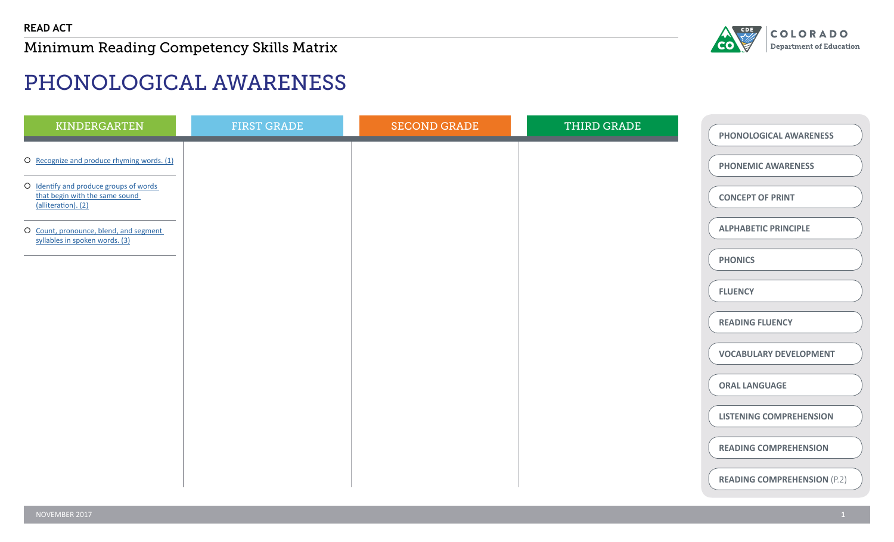**READ ACT**

Minimum Reading Competency Skills Matrix

# PHONOLOGICAL AWARENESS

| KINDERGARTEN | FIRST GRADE | SECOND GRADE | THIRD GRADE |
|---|---|---|---|
| ○ Recognize and produce rhyming words. (1) | | | |
| ○ Identify and produce groups of words that begin with the same sound (alliteration). (2) | | | |
| ○ Count, pronounce, blend, and segment syllables in spoken words. (3) | | | |

- PHONOLOGICAL AWARENESS
- PHONEMIC AWARENESS
- CONCEPT OF PRINT
- ALPHABETIC PRINCIPLE
- PHONICS
- FLUENCY
- READING FLUENCY
- VOCABULARY DEVELOPMENT
- ORAL LANGUAGE
- LISTENING COMPREHENSION
- READING COMPREHENSION
- READING COMPREHENSION (P.2)

NOVEMBER 2017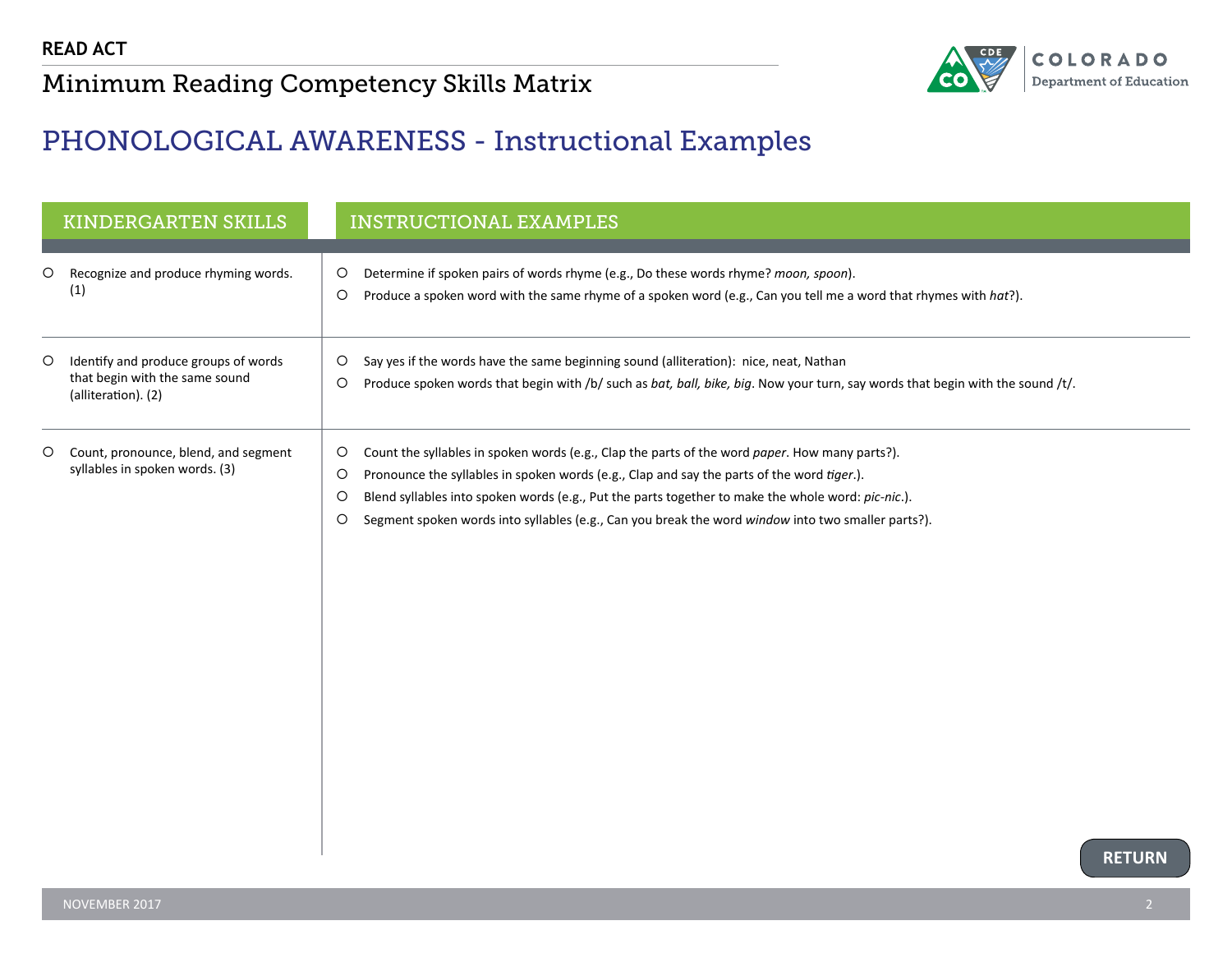## PHONOLOGICAL AWARENESS - Instructional Examples

| KINDERGARTEN SKILLS | INSTRUCTIONAL EXAMPLES |
| --- | --- |
| ○ Recognize and produce rhyming words. (1) | ○ Determine if spoken pairs of words rhyme (e.g., Do these words rhyme? *moon, spoon*).<br>○ Produce a spoken word with the same rhyme of a spoken word (e.g., Can you tell me a word that rhymes with *hat*?). |
| ○ Identify and produce groups of words that begin with the same sound (alliteration). (2) | ○ Say yes if the words have the same beginning sound (alliteration): nice, neat, Nathan<br>○ Produce spoken words that begin with /b/ such as *bat, ball, bike, big*. Now your turn, say words that begin with the sound /t/. |
| ○ Count, pronounce, blend, and segment syllables in spoken words. (3) | ○ Count the syllables in spoken words (e.g., Clap the parts of the word *paper*. How many parts?).<br>○ Pronounce the syllables in spoken words (e.g., Clap and say the parts of the word *tiger*.).<br>○ Blend syllables into spoken words (e.g., Put the parts together to make the whole word: *pic-nic*.).<br>○ Segment spoken words into syllables (e.g., Can you break the word *window* into two smaller parts?). |

RETURN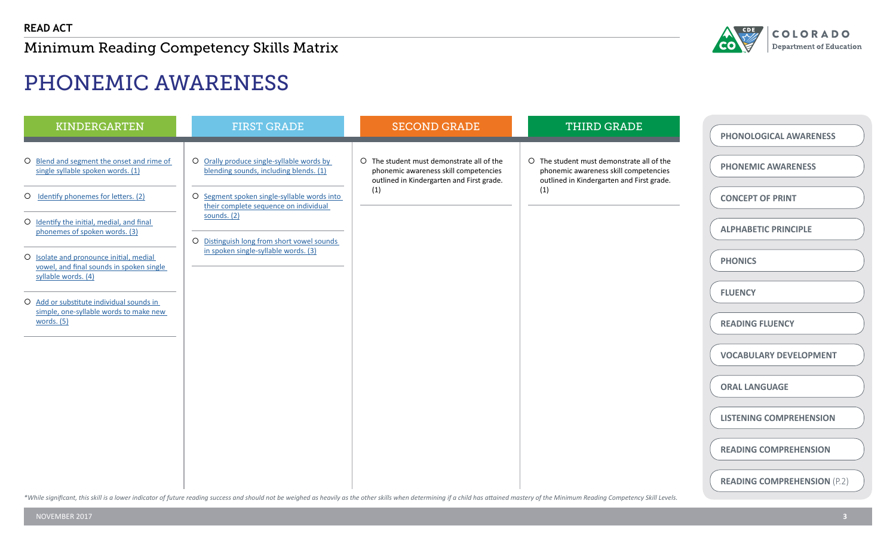**READ ACT**

Minimum Reading Competency Skills Matrix

# PHONEMIC AWARENESS

| KINDERGARTEN | FIRST GRADE | SECOND GRADE | THIRD GRADE |
|---|---|---|---|
| ○ Blend and segment the onset and rime of single syllable spoken words. (1) | ○ Orally produce single-syllable words by blending sounds, including blends. (1) | ○ The student must demonstrate all of the phonemic awareness skill competencies outlined in Kindergarten and First grade. (1) | ○ The student must demonstrate all of the phonemic awareness skill competencies outlined in Kindergarten and First grade. (1) |
| ○ Identify phonemes for letters. (2) | ○ Segment spoken single-syllable words into their complete sequence on individual sounds. (2) | | |
| ○ Identify the initial, medial, and final phonemes of spoken words. (3) | ○ Distinguish long from short vowel sounds in spoken single-syllable words. (3) | | |
| ○ Isolate and pronounce initial, medial vowel, and final sounds in spoken single syllable words. (4) | | | |
| ○ Add or substitute individual sounds in simple, one-syllable words to make new words. (5) | | | |

- PHONOLOGICAL AWARENESS
- PHONEMIC AWARENESS
- CONCEPT OF PRINT
- ALPHABETIC PRINCIPLE
- PHONICS
- FLUENCY
- READING FLUENCY
- VOCABULARY DEVELOPMENT
- ORAL LANGUAGE
- LISTENING COMPREHENSION
- READING COMPREHENSION
- READING COMPREHENSION (P.2)

*\*While significant, this skill is a lower indicator of future reading success and should not be weighed as heavily as the other skills when determining if a child has attained mastery of the Minimum Reading Competency Skill Levels.*

NOVEMBER 2017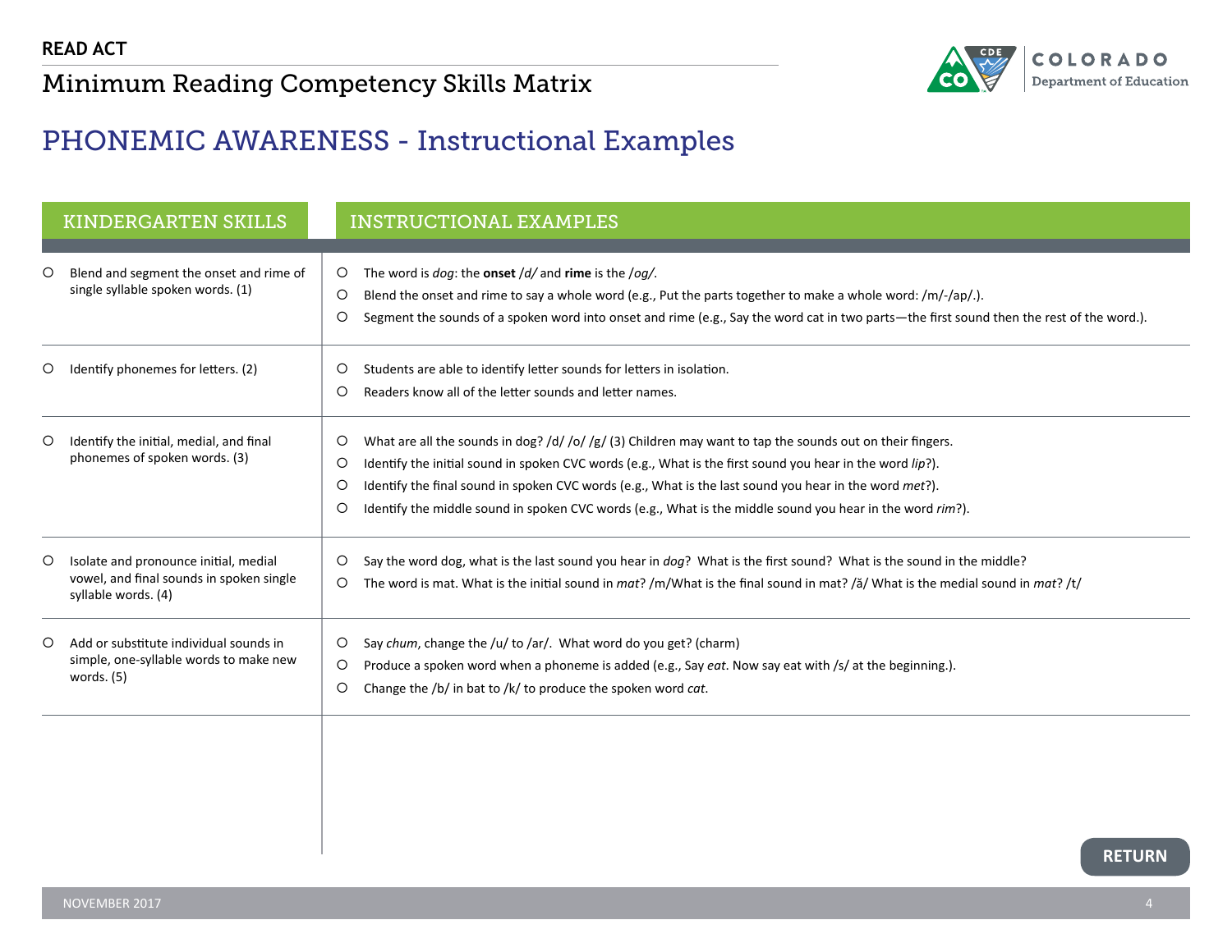**READ ACT**

# Minimum Reading Competency Skills Matrix

## PHONEMIC AWARENESS - Instructional Examples

| KINDERGARTEN SKILLS | INSTRUCTIONAL EXAMPLES |
| --- | --- |
| ○ Blend and segment the onset and rime of single syllable spoken words. (1) | ○ The word is *dog*: the **onset** */d/* and **rime** is the */og/*.<br>○ Blend the onset and rime to say a whole word (e.g., Put the parts together to make a whole word: /m/-/ap/.).<br>○ Segment the sounds of a spoken word into onset and rime (e.g., Say the word cat in two parts—the first sound then the rest of the word.). |
| ○ Identify phonemes for letters. (2) | ○ Students are able to identify letter sounds for letters in isolation.<br>○ Readers know all of the letter sounds and letter names. |
| ○ Identify the initial, medial, and final phonemes of spoken words. (3) | ○ What are all the sounds in dog? /d/ /o/ /g/ (3) Children may want to tap the sounds out on their fingers.<br>○ Identify the initial sound in spoken CVC words (e.g., What is the first sound you hear in the word *lip*?).<br>○ Identify the final sound in spoken CVC words (e.g., What is the last sound you hear in the word *met*?).<br>○ Identify the middle sound in spoken CVC words (e.g., What is the middle sound you hear in the word *rim*?). |
| ○ Isolate and pronounce initial, medial vowel, and final sounds in spoken single syllable words. (4) | ○ Say the word dog, what is the last sound you hear in *dog*? What is the first sound? What is the sound in the middle?<br>○ The word is mat. What is the initial sound in *mat*? /m/What is the final sound in mat? /ă/ What is the medial sound in *mat*? /t/ |
| ○ Add or substitute individual sounds in simple, one-syllable words to make new words. (5) | ○ Say *chum*, change the /u/ to /ar/. What word do you get? (charm)<br>○ Produce a spoken word when a phoneme is added (e.g., Say *eat*. Now say eat with /s/ at the beginning.).<br>○ Change the /b/ in bat to /k/ to produce the spoken word *cat*. |

RETURN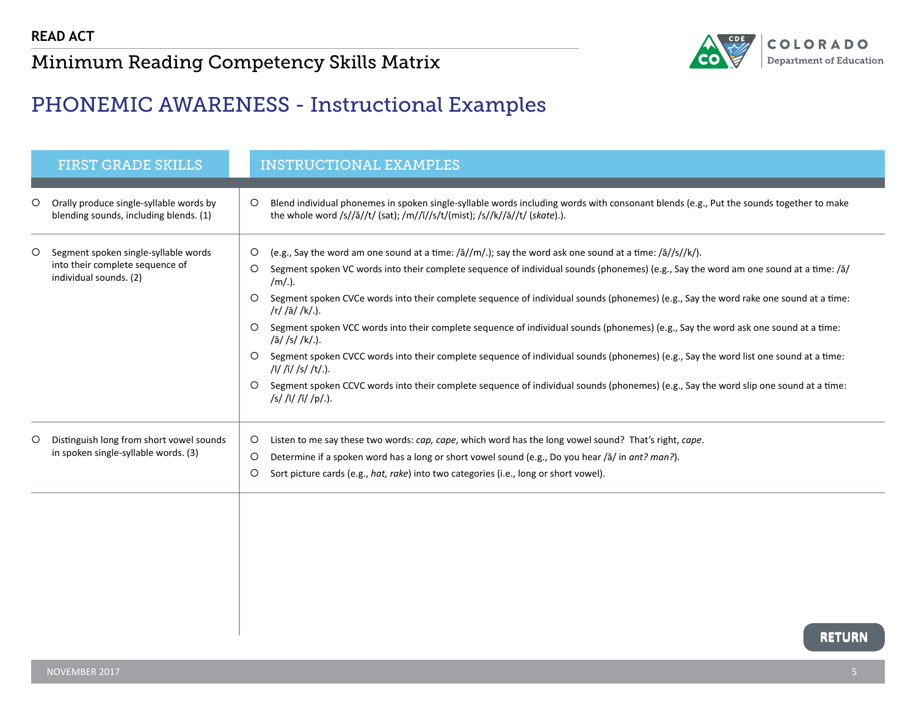READ ACT

Minimum Reading Competency Skills Matrix

# PHONEMIC AWARENESS - Instructional Examples

| FIRST GRADE SKILLS | INSTRUCTIONAL EXAMPLES |
|---|---|
| ○ Orally produce single-syllable words by blending sounds, including blends. (1) | ○ Blend individual phonemes in spoken single-syllable words including words with consonant blends (e.g., Put the sounds together to make the whole word /s//ă//t/ (sat); /m//ĭ//s/t/(mist); /s//k//ā//t/ (*skate*).). |
| ○ Segment spoken single-syllable words into their complete sequence of individual sounds. (2) | ○ (e.g., Say the word am one sound at a time: /ă//m/.); say the word ask one sound at a time: /ă//s//k/).<br>○ Segment spoken VC words into their complete sequence of individual sounds (phonemes) (e.g., Say the word am one sound at a time: /ă/ /m/.).<br>○ Segment spoken CVCe words into their complete sequence of individual sounds (phonemes) (e.g., Say the word rake one sound at a time: /r/ /ā/ /k/.).<br>○ Segment spoken VCC words into their complete sequence of individual sounds (phonemes) (e.g., Say the word ask one sound at a time: /ă/ /s/ /k/.).<br>○ Segment spoken CVCC words into their complete sequence of individual sounds (phonemes) (e.g., Say the word list one sound at a time: /l/ /ĭ/ /s/ /t/.).<br>○ Segment spoken CCVC words into their complete sequence of individual sounds (phonemes) (e.g., Say the word slip one sound at a time: /s/ /l/ /ĭ/ /p/.). |
| ○ Distinguish long from short vowel sounds in spoken single-syllable words. (3) | ○ Listen to me say these two words: *cap, cape*, which word has the long vowel sound? That's right, *cape*.<br>○ Determine if a spoken word has a long or short vowel sound (e.g., Do you hear /ă/ in *ant? man?*).<br>○ Sort picture cards (e.g., *hat, rake*) into two categories (i.e., long or short vowel). |

RETURN

NOVEMBER 2017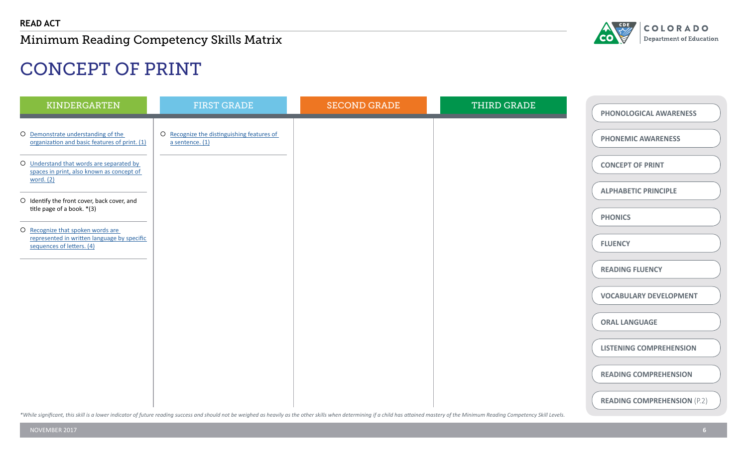**READ ACT**

Minimum Reading Competency Skills Matrix

# CONCEPT OF PRINT

| KINDERGARTEN | FIRST GRADE | SECOND GRADE | THIRD GRADE |
|---|---|---|---|
| ○ Demonstrate understanding of the organization and basic features of print. (1) | ○ Recognize the distinguishing features of a sentence. (1) | | |
| ○ Understand that words are separated by spaces in print, also known as concept of word. (2) | | | |
| ○ Identify the front cover, back cover, and title page of a book. *(3) | | | |
| ○ Recognize that spoken words are represented in written language by specific sequences of letters. (4) | | | |

- PHONOLOGICAL AWARENESS
- PHONEMIC AWARENESS
- CONCEPT OF PRINT
- ALPHABETIC PRINCIPLE
- PHONICS
- FLUENCY
- READING FLUENCY
- VOCABULARY DEVELOPMENT
- ORAL LANGUAGE
- LISTENING COMPREHENSION
- READING COMPREHENSION
- READING COMPREHENSION (P.2)

*While significant, this skill is a lower indicator of future reading success and should not be weighed as heavily as the other skills when determining if a child has attained mastery of the Minimum Reading Competency Skill Levels.*

NOVEMBER 2017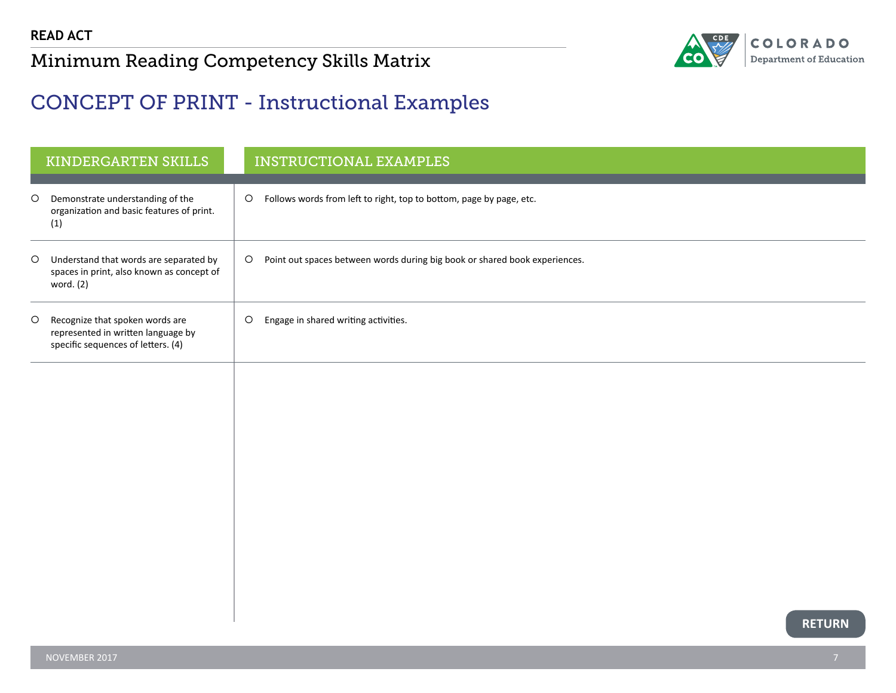# CONCEPT OF PRINT - Instructional Examples

| KINDERGARTEN SKILLS | INSTRUCTIONAL EXAMPLES |
|---|---|
| Demonstrate understanding of the organization and basic features of print. (1) | Follows words from left to right, top to bottom, page by page, etc. |
| Understand that words are separated by spaces in print, also known as concept of word. (2) | Point out spaces between words during big book or shared book experiences. |
| Recognize that spoken words are represented in written language by specific sequences of letters. (4) | Engage in shared writing activities. |

RETURN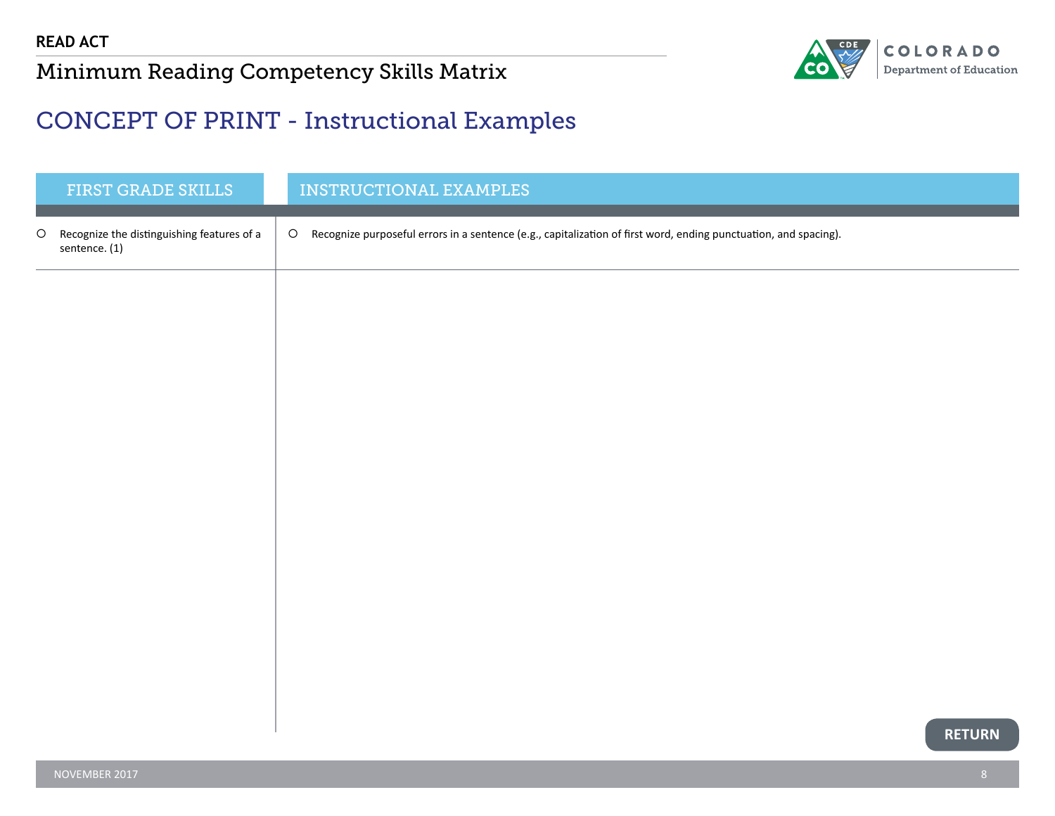# READ ACT

## Minimum Reading Competency Skills Matrix

## CONCEPT OF PRINT - Instructional Examples

| FIRST GRADE SKILLS | INSTRUCTIONAL EXAMPLES |
| --- | --- |
| ○ Recognize the distinguishing features of a sentence. (1) | ○ Recognize purposeful errors in a sentence (e.g., capitalization of first word, ending punctuation, and spacing). |

RETURN

NOVEMBER 2017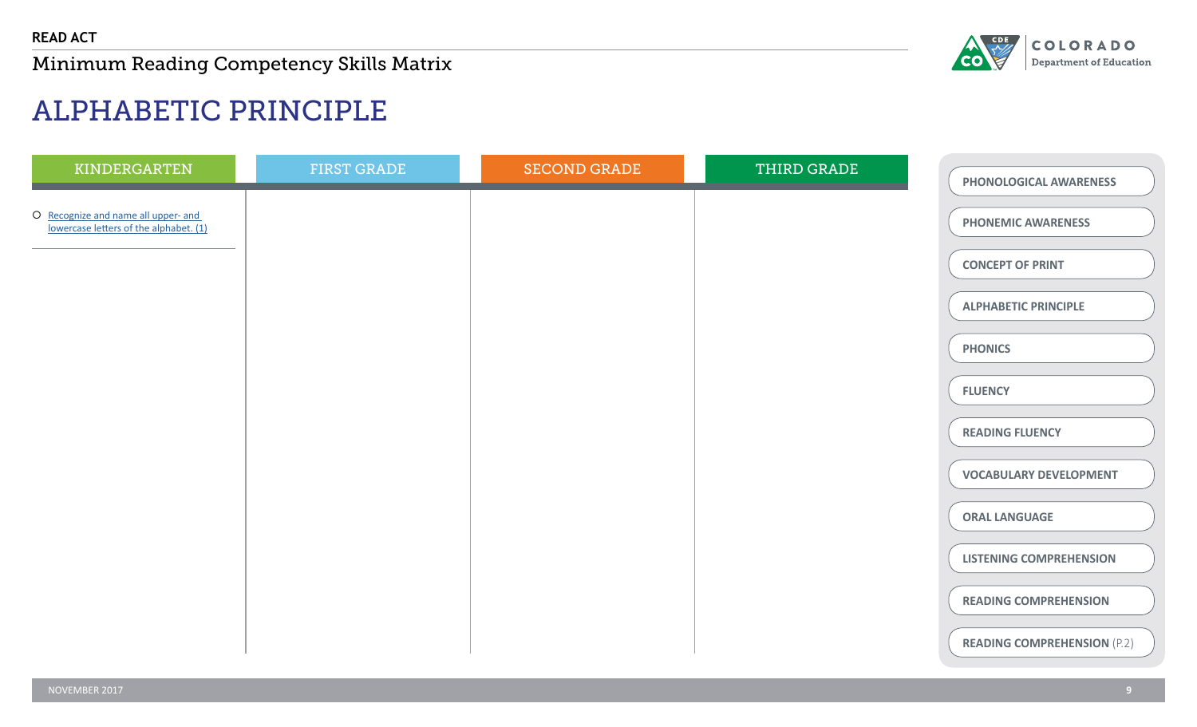READ ACT

Minimum Reading Competency Skills Matrix

# ALPHABETIC PRINCIPLE

| KINDERGARTEN | FIRST GRADE | SECOND GRADE | THIRD GRADE |
| --- | --- | --- | --- |
| ○ Recognize and name all upper- and lowercase letters of the alphabet. (1) | | | |

- PHONOLOGICAL AWARENESS
- PHONEMIC AWARENESS
- CONCEPT OF PRINT
- ALPHABETIC PRINCIPLE
- PHONICS
- FLUENCY
- READING FLUENCY
- VOCABULARY DEVELOPMENT
- ORAL LANGUAGE
- LISTENING COMPREHENSION
- READING COMPREHENSION
- READING COMPREHENSION (P.2)

NOVEMBER 2017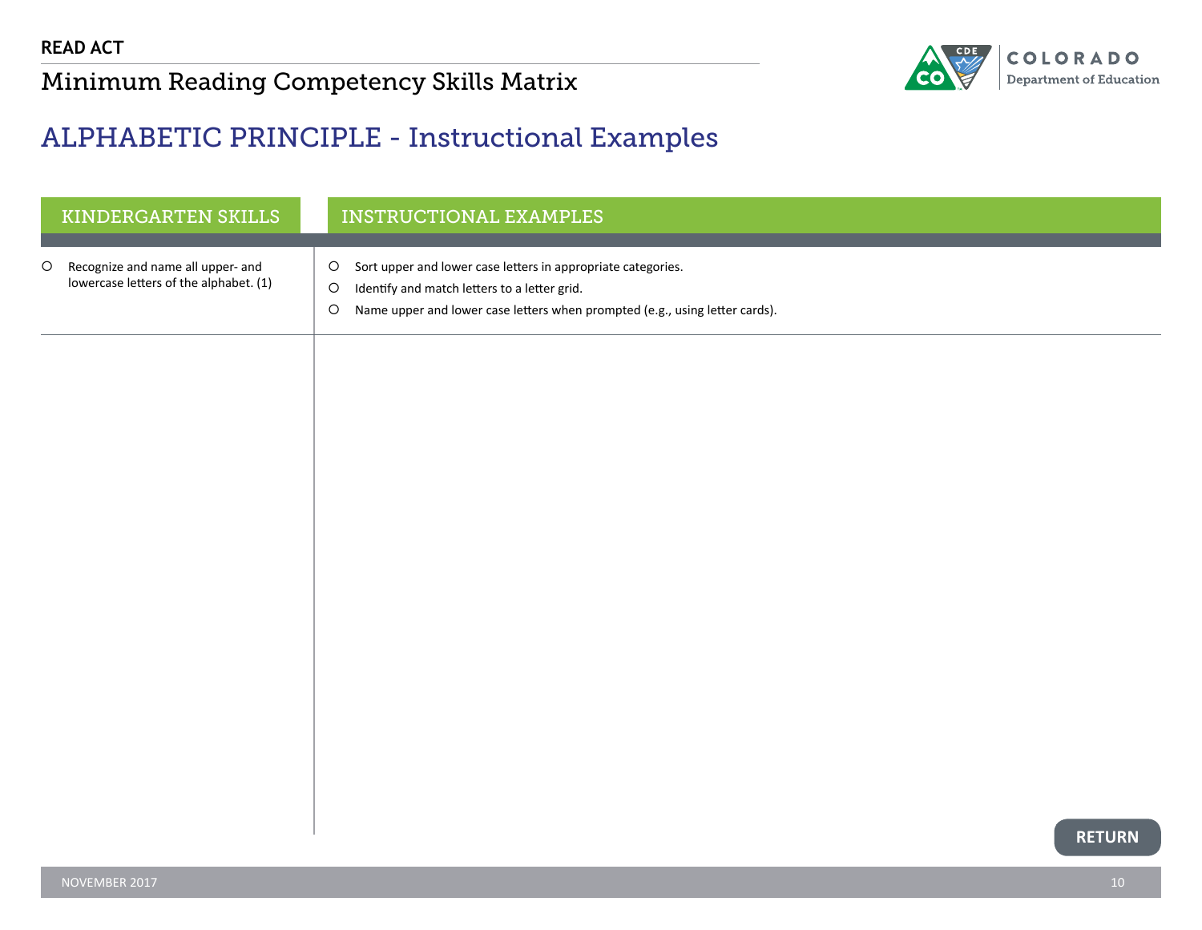# ALPHABETIC PRINCIPLE - Instructional Examples

| KINDERGARTEN SKILLS | INSTRUCTIONAL EXAMPLES |
| --- | --- |
| ○ Recognize and name all upper- and lowercase letters of the alphabet. (1) | ○ Sort upper and lower case letters in appropriate categories.<br>○ Identify and match letters to a letter grid.<br>○ Name upper and lower case letters when prompted (e.g., using letter cards). |

RETURN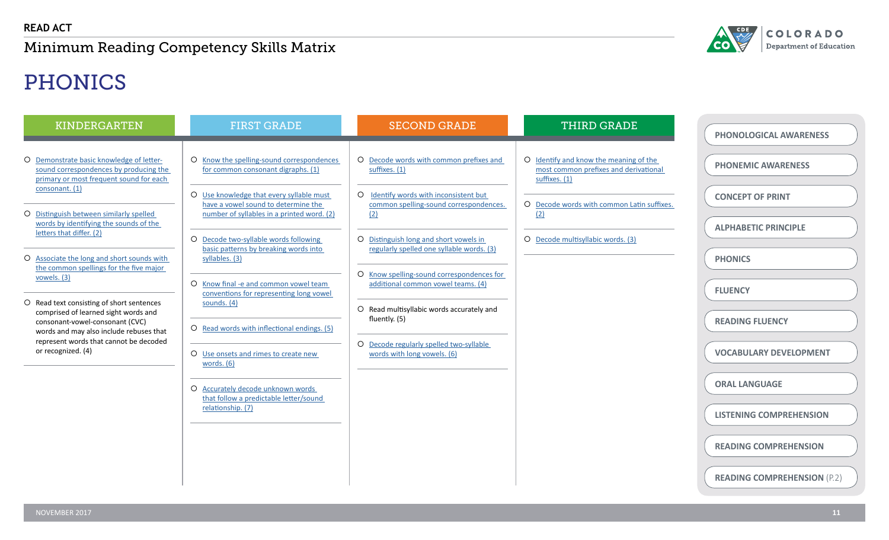READ ACT

Minimum Reading Competency Skills Matrix

# PHONICS

## KINDERGARTEN

- Demonstrate basic knowledge of letter-sound correspondences by producing the primary or most frequent sound for each consonant. (1)
- Distinguish between similarly spelled words by identifying the sounds of the letters that differ. (2)
- Associate the long and short sounds with the common spellings for the five major vowels. (3)
- Read text consisting of short sentences comprised of learned sight words and consonant-vowel-consonant (CVC) words and may also include rebuses that represent words that cannot be decoded or recognized. (4)

## FIRST GRADE

- Know the spelling-sound correspondences for common consonant digraphs. (1)
- Use knowledge that every syllable must have a vowel sound to determine the number of syllables in a printed word. (2)
- Decode two-syllable words following basic patterns by breaking words into syllables. (3)
- Know final -e and common vowel team conventions for representing long vowel sounds. (4)
- Read words with inflectional endings. (5)
- Use onsets and rimes to create new words. (6)
- Accurately decode unknown words that follow a predictable letter/sound relationship. (7)

## SECOND GRADE

- Decode words with common prefixes and suffixes. (1)
- Identify words with inconsistent but common spelling-sound correspondences. (2)
- Distinguish long and short vowels in regularly spelled one syllable words. (3)
- Know spelling-sound correspondences for additional common vowel teams. (4)
- Read multisyllabic words accurately and fluently. (5)
- Decode regularly spelled two-syllable words with long vowels. (6)

## THIRD GRADE

- Identify and know the meaning of the most common prefixes and derivational suffixes. (1)
- Decode words with common Latin suffixes. (2)
- Decode multisyllabic words. (3)

---

- PHONOLOGICAL AWARENESS
- PHONEMIC AWARENESS
- CONCEPT OF PRINT
- ALPHABETIC PRINCIPLE
- PHONICS
- FLUENCY
- READING FLUENCY
- VOCABULARY DEVELOPMENT
- ORAL LANGUAGE
- LISTENING COMPREHENSION
- READING COMPREHENSION
- READING COMPREHENSION (P.2)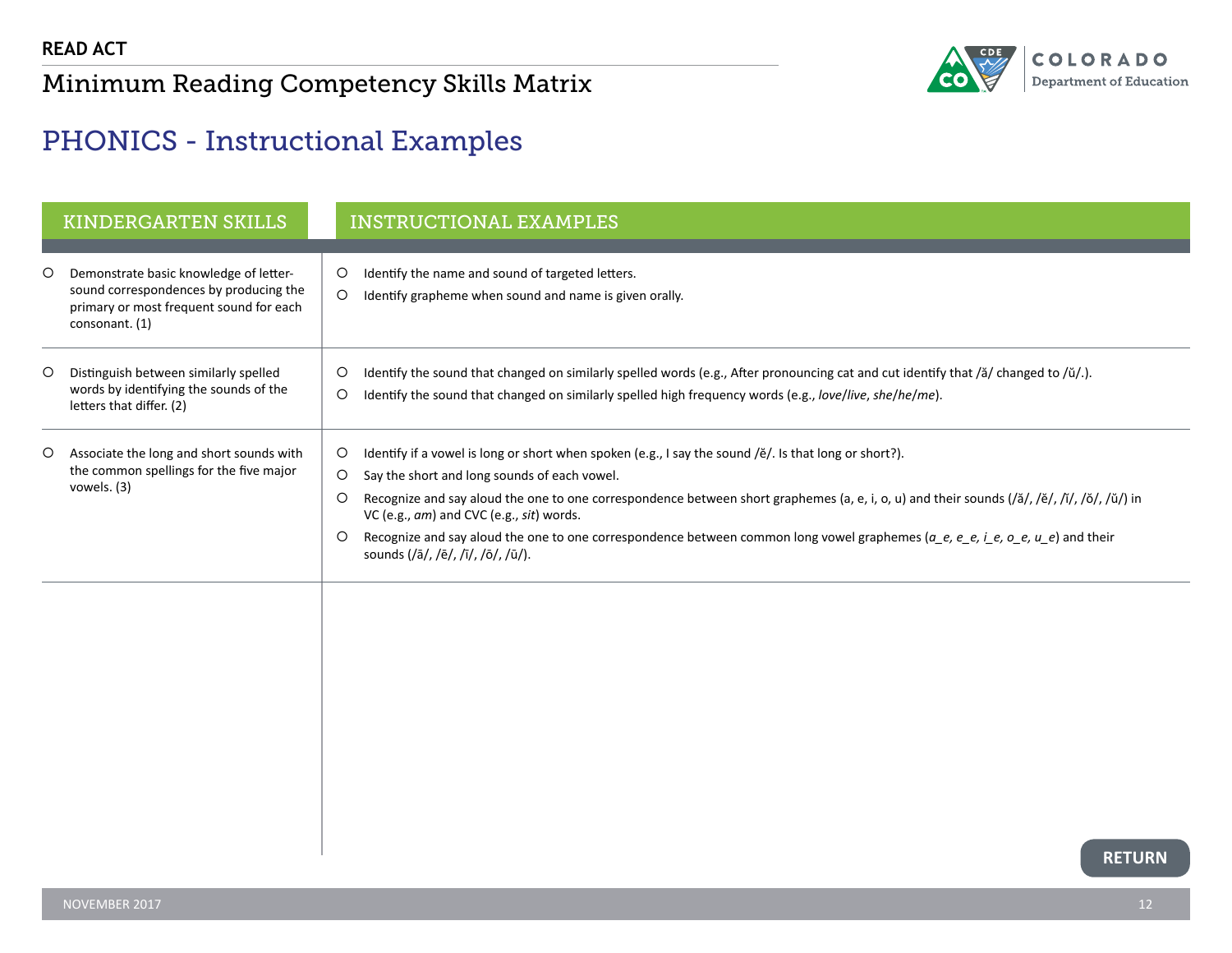**READ ACT**

# Minimum Reading Competency Skills Matrix

## PHONICS - Instructional Examples

| KINDERGARTEN SKILLS | INSTRUCTIONAL EXAMPLES |
|---|---|
| Demonstrate basic knowledge of letter-sound correspondences by producing the primary or most frequent sound for each consonant. (1) | Identify the name and sound of targeted letters.<br>Identify grapheme when sound and name is given orally. |
| Distinguish between similarly spelled words by identifying the sounds of the letters that differ. (2) | Identify the sound that changed on similarly spelled words (e.g., After pronouncing cat and cut identify that /ă/ changed to /ŭ/.).<br>Identify the sound that changed on similarly spelled high frequency words (e.g., *love*/*live*, *she*/*he*/*me*). |
| Associate the long and short sounds with the common spellings for the five major vowels. (3) | Identify if a vowel is long or short when spoken (e.g., I say the sound /ĕ/. Is that long or short?).<br>Say the short and long sounds of each vowel.<br>Recognize and say aloud the one to one correspondence between short graphemes (a, e, i, o, u) and their sounds (/ă/, /ĕ/, /ĭ/, /ŏ/, /ŭ/) in VC (e.g., *am*) and CVC (e.g., *sit*) words.<br>Recognize and say aloud the one to one correspondence between common long vowel graphemes (*a_e, e_e, i_e, o_e, u_e*) and their sounds (/ā/, /ē/, /ī/, /ō/, /ū/). |

RETURN

NOVEMBER 2017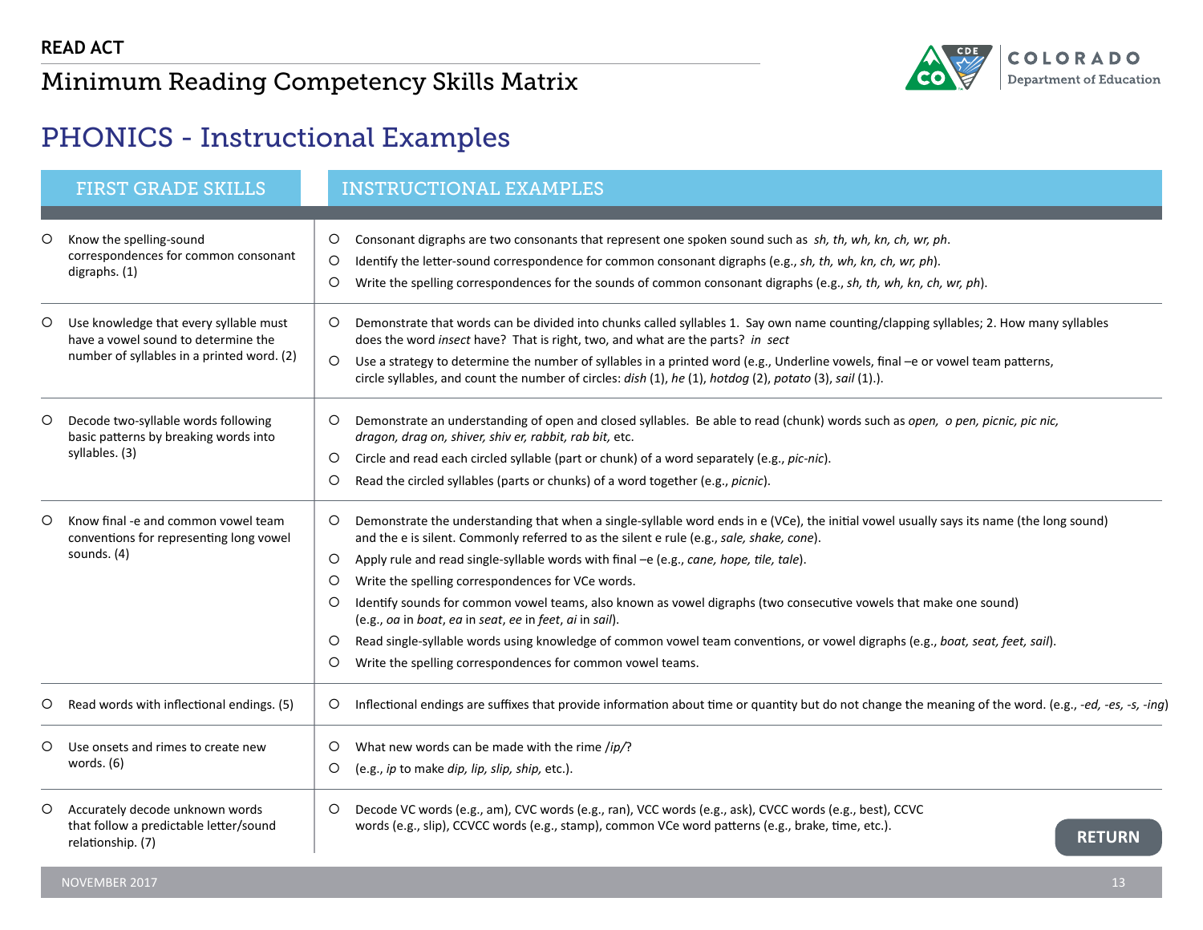**READ ACT**

# Minimum Reading Competency Skills Matrix

## PHONICS - Instructional Examples

| FIRST GRADE SKILLS | INSTRUCTIONAL EXAMPLES |
|---|---|
| ○ Know the spelling-sound correspondences for common consonant digraphs. (1) | ○ Consonant digraphs are two consonants that represent one spoken sound such as *sh, th, wh, kn, ch, wr, ph*.<br>○ Identify the letter-sound correspondence for common consonant digraphs (e.g., *sh, th, wh, kn, ch, wr, ph*).<br>○ Write the spelling correspondences for the sounds of common consonant digraphs (e.g., *sh, th, wh, kn, ch, wr, ph*). |
| ○ Use knowledge that every syllable must have a vowel sound to determine the number of syllables in a printed word. (2) | ○ Demonstrate that words can be divided into chunks called syllables 1. Say own name counting/clapping syllables; 2. How many syllables does the word *insect* have? That is right, two, and what are the parts? *in sect*<br>○ Use a strategy to determine the number of syllables in a printed word (e.g., Underline vowels, final –e or vowel team patterns, circle syllables, and count the number of circles: *dish* (1), *he* (1), *hotdog* (2), *potato* (3), *sail* (1).). |
| ○ Decode two-syllable words following basic patterns by breaking words into syllables. (3) | ○ Demonstrate an understanding of open and closed syllables. Be able to read (chunk) words such as *open, o pen, picnic, pic nic, dragon, drag on, shiver, shiv er, rabbit, rab bit,* etc.<br>○ Circle and read each circled syllable (part or chunk) of a word separately (e.g., *pic-nic*).<br>○ Read the circled syllables (parts or chunks) of a word together (e.g., *picnic*). |
| ○ Know final -e and common vowel team conventions for representing long vowel sounds. (4) | ○ Demonstrate the understanding that when a single-syllable word ends in e (VCe), the initial vowel usually says its name (the long sound) and the e is silent. Commonly referred to as the silent e rule (e.g., *sale, shake, cone*).<br>○ Apply rule and read single-syllable words with final –e (e.g., *cane, hope, tile, tale*).<br>○ Write the spelling correspondences for VCe words.<br>○ Identify sounds for common vowel teams, also known as vowel digraphs (two consecutive vowels that make one sound) (e.g., *oa* in *boat*, *ea* in *seat*, *ee* in *feet*, *ai* in *sail*).<br>○ Read single-syllable words using knowledge of common vowel team conventions, or vowel digraphs (e.g., *boat, seat, feet, sail*).<br>○ Write the spelling correspondences for common vowel teams. |
| ○ Read words with inflectional endings. (5) | ○ Inflectional endings are suffixes that provide information about time or quantity but do not change the meaning of the word. (e.g., *-ed, -es, -s, -ing*) |
| ○ Use onsets and rimes to create new words. (6) | ○ What new words can be made with the rime */ip/*?<br>○ (e.g., *ip* to make *dip, lip, slip, ship,* etc.). |
| ○ Accurately decode unknown words that follow a predictable letter/sound relationship. (7) | ○ Decode VC words (e.g., am), CVC words (e.g., ran), VCC words (e.g., ask), CVCC words (e.g., best), CCVC words (e.g., slip), CCVCC words (e.g., stamp), common VCe word patterns (e.g., brake, time, etc.). |

RETURN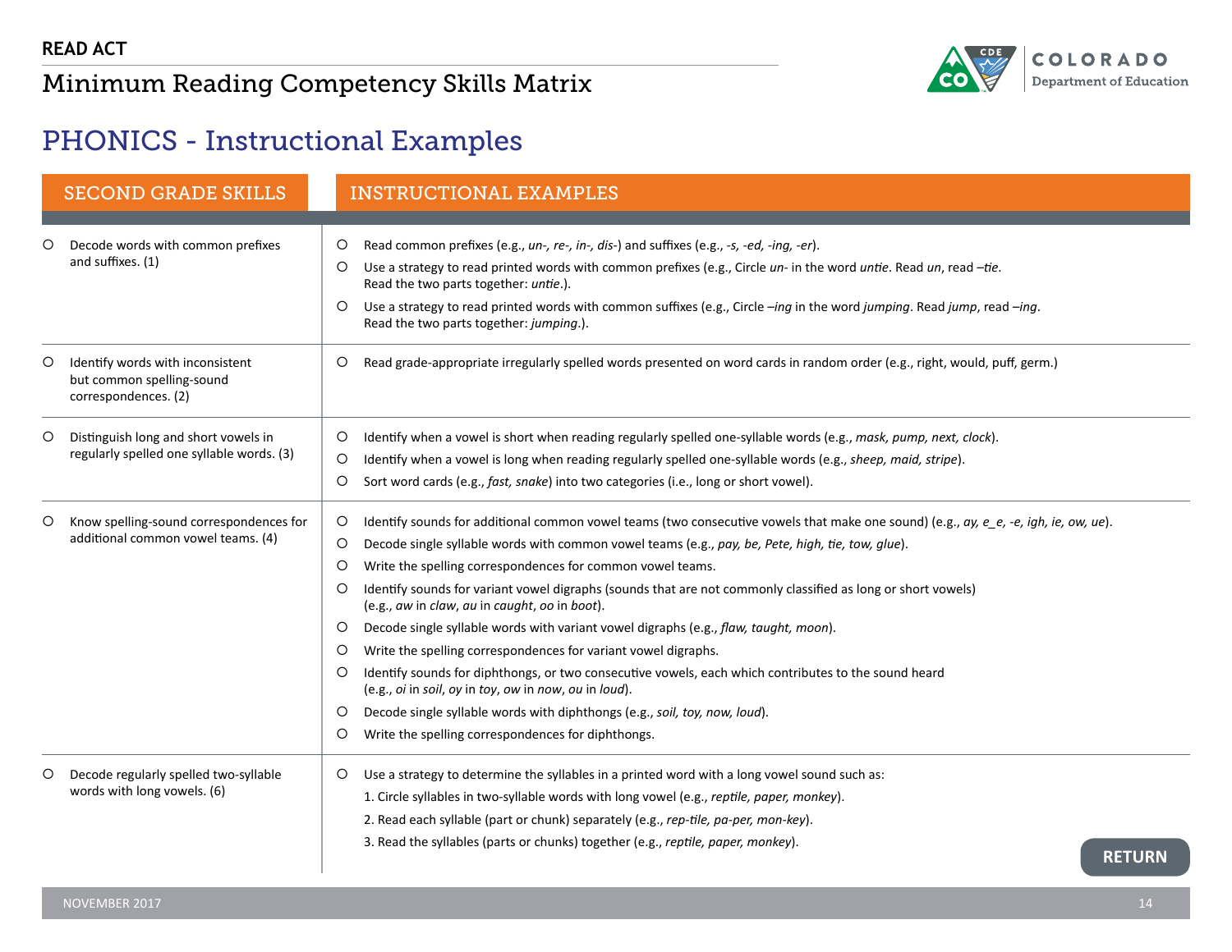# PHONICS - Instructional Examples

| SECOND GRADE SKILLS | INSTRUCTIONAL EXAMPLES |
|---|---|
| ○ Decode words with common prefixes and suffixes. (1) | ○ Read common prefixes (e.g., *un-, re-, in-, dis-*) and suffixes (e.g., *-s, -ed, -ing, -er*).<br>○ Use a strategy to read printed words with common prefixes (e.g., Circle *un-* in the word *untie*. Read *un*, read *–tie*. Read the two parts together: *untie*.).<br>○ Use a strategy to read printed words with common suffixes (e.g., Circle *–ing* in the word *jumping*. Read *jump*, read *–ing*. Read the two parts together: *jumping*.). |
| ○ Identify words with inconsistent but common spelling-sound correspondences. (2) | ○ Read grade-appropriate irregularly spelled words presented on word cards in random order (e.g., right, would, puff, germ.) |
| ○ Distinguish long and short vowels in regularly spelled one syllable words. (3) | ○ Identify when a vowel is short when reading regularly spelled one-syllable words (e.g., *mask, pump, next, clock*).<br>○ Identify when a vowel is long when reading regularly spelled one-syllable words (e.g., *sheep, maid, stripe*).<br>○ Sort word cards (e.g., *fast, snake*) into two categories (i.e., long or short vowel). |
| ○ Know spelling-sound correspondences for additional common vowel teams. (4) | ○ Identify sounds for additional common vowel teams (two consecutive vowels that make one sound) (e.g., *ay, e_e, -e, igh, ie, ow, ue*).<br>○ Decode single syllable words with common vowel teams (e.g., *pay, be, Pete, high, tie, tow, glue*).<br>○ Write the spelling correspondences for common vowel teams.<br>○ Identify sounds for variant vowel digraphs (sounds that are not commonly classified as long or short vowels) (e.g., *aw* in *claw*, *au* in *caught*, *oo* in *boot*).<br>○ Decode single syllable words with variant vowel digraphs (e.g., *flaw, taught, moon*).<br>○ Write the spelling correspondences for variant vowel digraphs.<br>○ Identify sounds for diphthongs, or two consecutive vowels, each which contributes to the sound heard (e.g., *oi* in *soil*, *oy* in *toy*, *ow* in *now*, *ou* in *loud*).<br>○ Decode single syllable words with diphthongs (e.g., *soil, toy, now, loud*).<br>○ Write the spelling correspondences for diphthongs. |
| ○ Decode regularly spelled two-syllable words with long vowels. (6) | ○ Use a strategy to determine the syllables in a printed word with a long vowel sound such as:<br>1. Circle syllables in two-syllable words with long vowel (e.g., *reptile, paper, monkey*).<br>2. Read each syllable (part or chunk) separately (e.g., *rep-tile, pa-per, mon-key*).<br>3. Read the syllables (parts or chunks) together (e.g., *reptile, paper, monkey*). |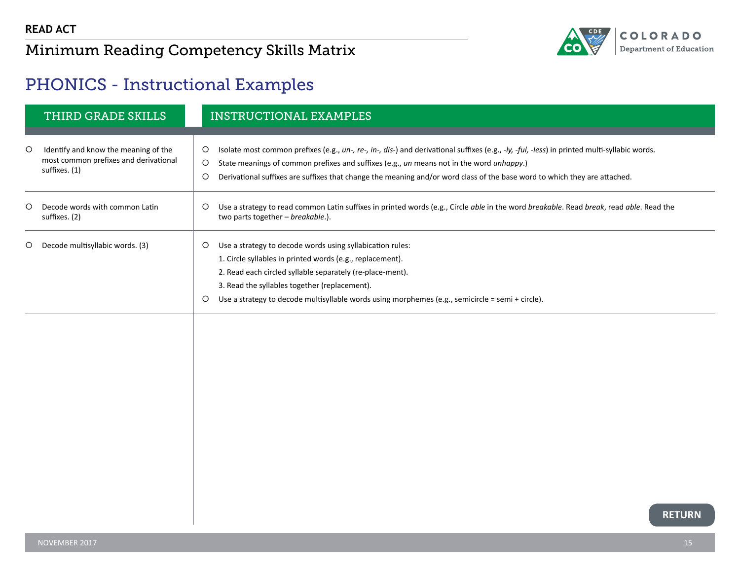READ ACT

# Minimum Reading Competency Skills Matrix

## PHONICS - Instructional Examples

| THIRD GRADE SKILLS | INSTRUCTIONAL EXAMPLES |
|---|---|
| ○ Identify and know the meaning of the most common prefixes and derivational suffixes. (1) | ○ Isolate most common prefixes (e.g., *un-, re-, in-, dis-*) and derivational suffixes (e.g., *-ly, -ful, -less*) in printed multi-syllabic words.<br>○ State meanings of common prefixes and suffixes (e.g., *un* means not in the word *unhappy*.)<br>○ Derivational suffixes are suffixes that change the meaning and/or word class of the base word to which they are attached. |
| ○ Decode words with common Latin suffixes. (2) | ○ Use a strategy to read common Latin suffixes in printed words (e.g., Circle *able* in the word *breakable*. Read *break*, read *able*. Read the two parts together – *breakable*.). |
| ○ Decode multisyllabic words. (3) | ○ Use a strategy to decode words using syllabication rules:<br>1. Circle syllables in printed words (e.g., replacement).<br>2. Read each circled syllable separately (re-place-ment).<br>3. Read the syllables together (replacement).<br>○ Use a strategy to decode multisyllable words using morphemes (e.g., semicircle = semi + circle). |

RETURN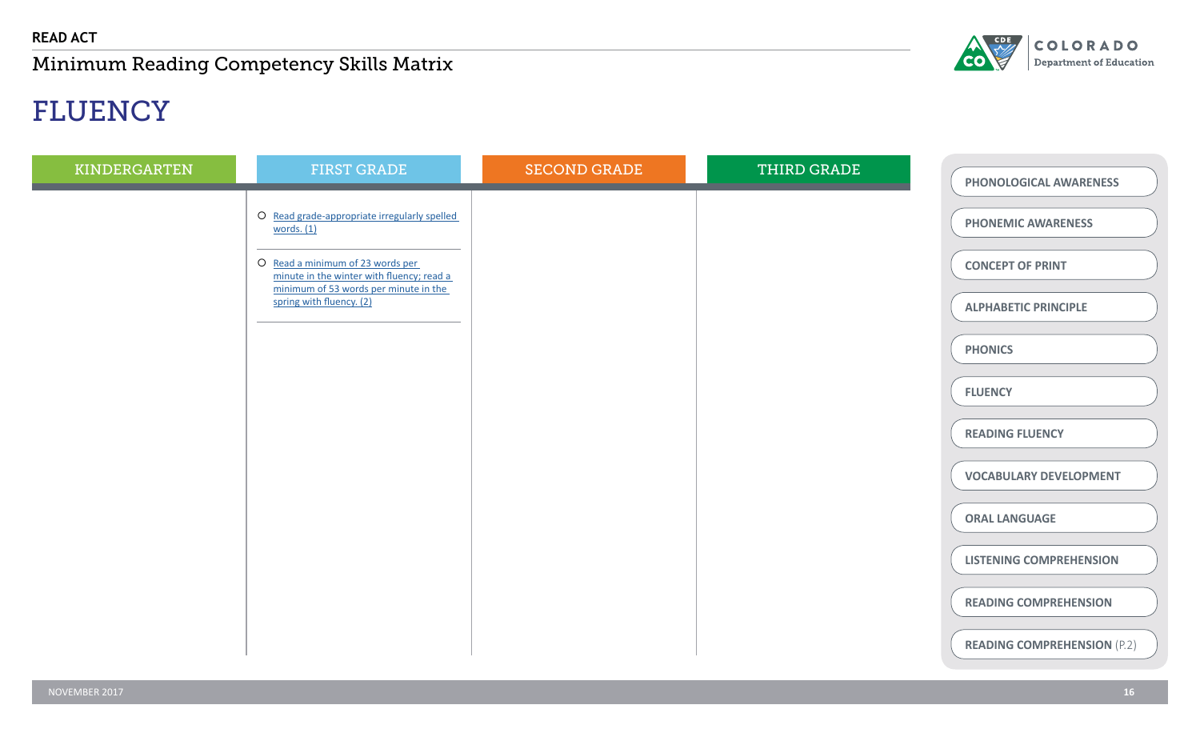READ ACT

Minimum Reading Competency Skills Matrix

# FLUENCY

| KINDERGARTEN | FIRST GRADE | SECOND GRADE | THIRD GRADE |
| --- | --- | --- | --- |
| | ○ Read grade-appropriate irregularly spelled words. (1) | | |
| | ○ Read a minimum of 23 words per minute in the winter with fluency; read a minimum of 53 words per minute in the spring with fluency. (2) | | |

- PHONOLOGICAL AWARENESS
- PHONEMIC AWARENESS
- CONCEPT OF PRINT
- ALPHABETIC PRINCIPLE
- PHONICS
- FLUENCY
- READING FLUENCY
- VOCABULARY DEVELOPMENT
- ORAL LANGUAGE
- LISTENING COMPREHENSION
- READING COMPREHENSION
- READING COMPREHENSION (P.2)

NOVEMBER 2017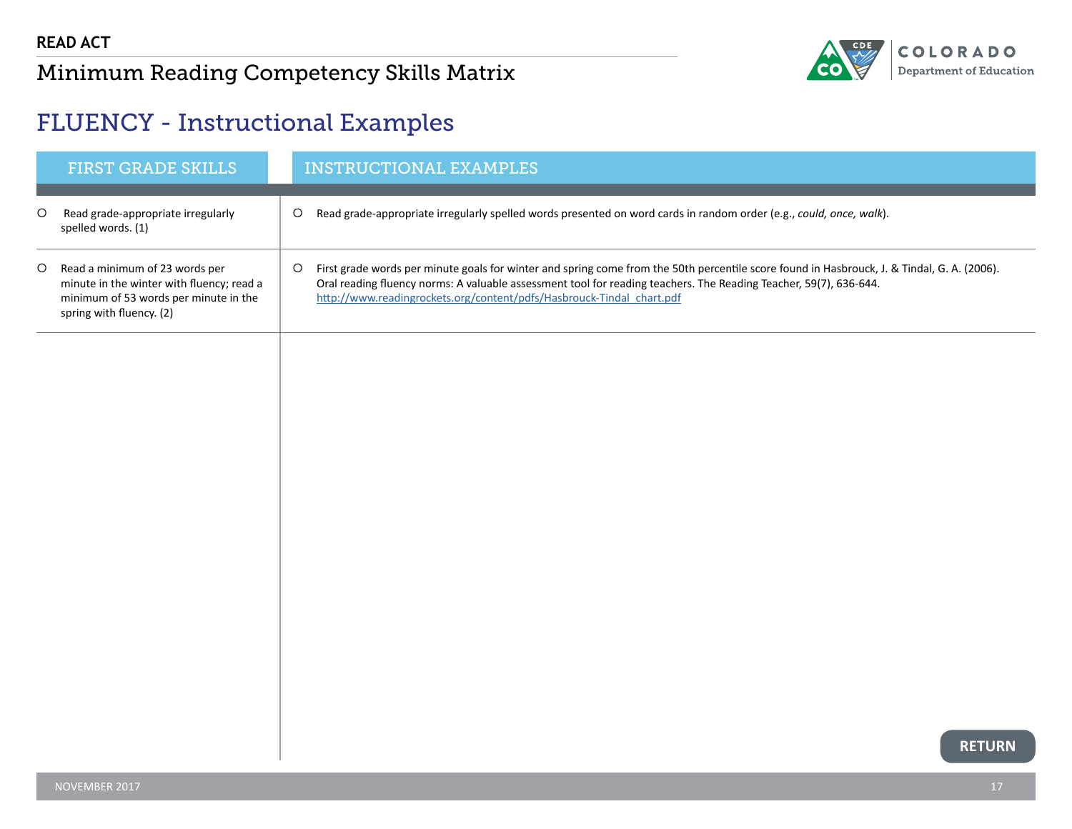# FLUENCY - Instructional Examples

| FIRST GRADE SKILLS | INSTRUCTIONAL EXAMPLES |
| --- | --- |
| Read grade-appropriate irregularly spelled words. (1) | Read grade-appropriate irregularly spelled words presented on word cards in random order (e.g., *could, once, walk*). |
| Read a minimum of 23 words per minute in the winter with fluency; read a minimum of 53 words per minute in the spring with fluency. (2) | First grade words per minute goals for winter and spring come from the 50th percentile score found in Hasbrouck, J. & Tindal, G. A. (2006). Oral reading fluency norms: A valuable assessment tool for reading teachers. The Reading Teacher, 59(7), 636-644. http://www.readingrockets.org/content/pdfs/Hasbrouck-Tindal_chart.pdf |

RETURN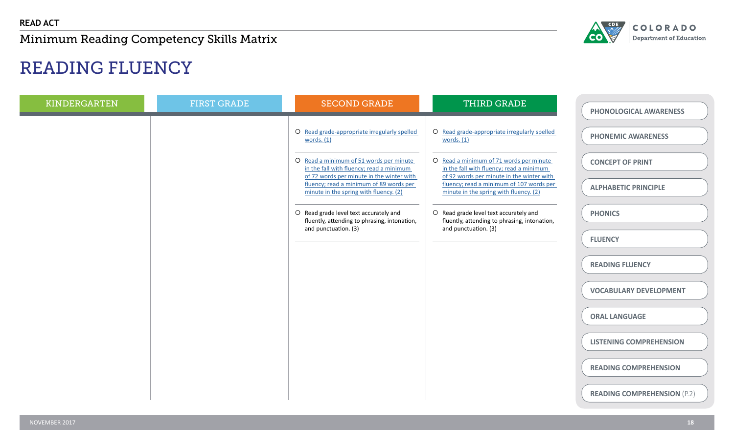READ ACT

Minimum Reading Competency Skills Matrix

# READING FLUENCY

| KINDERGARTEN | FIRST GRADE | SECOND GRADE | THIRD GRADE |
|---|---|---|---|
| | | ○ Read grade-appropriate irregularly spelled words. (1) | ○ Read grade-appropriate irregularly spelled words. (1) |
| | | ○ Read a minimum of 51 words per minute in the fall with fluency; read a minimum of 72 words per minute in the winter with fluency; read a minimum of 89 words per minute in the spring with fluency. (2) | ○ Read a minimum of 71 words per minute in the fall with fluency; read a minimum of 92 words per minute in the winter with fluency; read a minimum of 107 words per minute in the spring with fluency. (2) |
| | | ○ Read grade level text accurately and fluently, attending to phrasing, intonation, and punctuation. (3) | ○ Read grade level text accurately and fluently, attending to phrasing, intonation, and punctuation. (3) |

- PHONOLOGICAL AWARENESS
- PHONEMIC AWARENESS
- CONCEPT OF PRINT
- ALPHABETIC PRINCIPLE
- PHONICS
- FLUENCY
- READING FLUENCY
- VOCABULARY DEVELOPMENT
- ORAL LANGUAGE
- LISTENING COMPREHENSION
- READING COMPREHENSION
- READING COMPREHENSION (P.2)

NOVEMBER 2017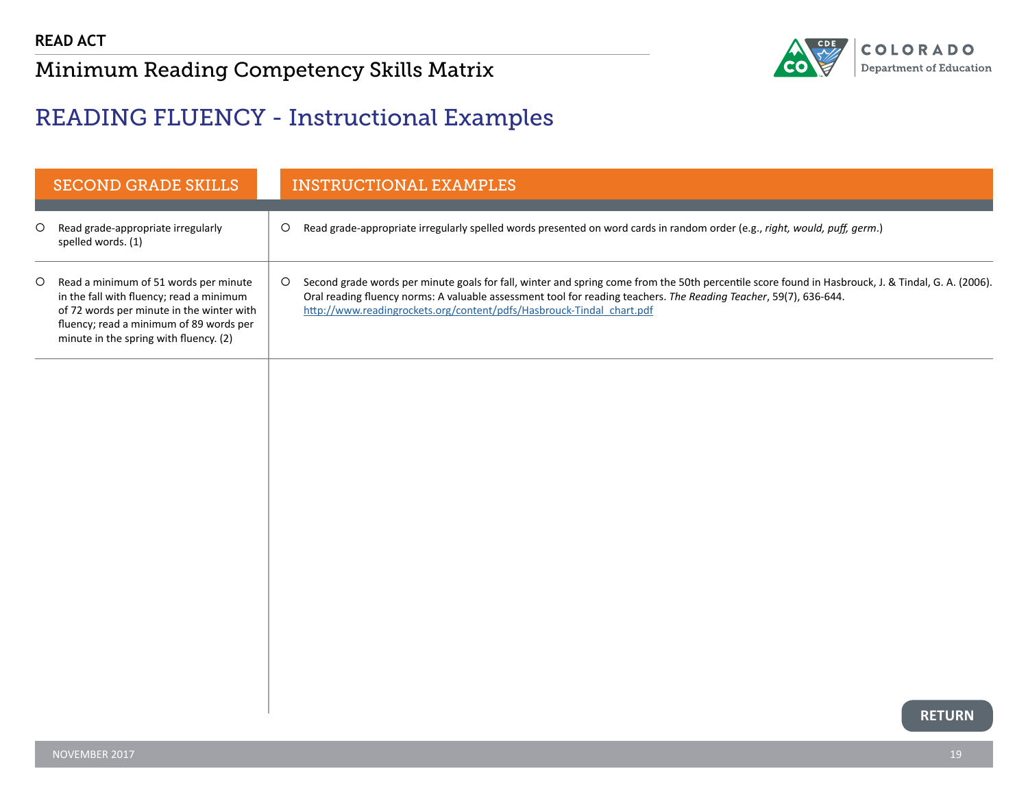READ ACT

Minimum Reading Competency Skills Matrix

# READING FLUENCY - Instructional Examples

| SECOND GRADE SKILLS | INSTRUCTIONAL EXAMPLES |
|---|---|
| Read grade-appropriate irregularly spelled words. (1) | Read grade-appropriate irregularly spelled words presented on word cards in random order (e.g., *right, would, puff, germ*.) |
| Read a minimum of 51 words per minute in the fall with fluency; read a minimum of 72 words per minute in the winter with fluency; read a minimum of 89 words per minute in the spring with fluency. (2) | Second grade words per minute goals for fall, winter and spring come from the 50th percentile score found in Hasbrouck, J. & Tindal, G. A. (2006). Oral reading fluency norms: A valuable assessment tool for reading teachers. *The Reading Teacher*, 59(7), 636-644. http://www.readingrockets.org/content/pdfs/Hasbrouck-Tindal_chart.pdf |

RETURN

NOVEMBER 2017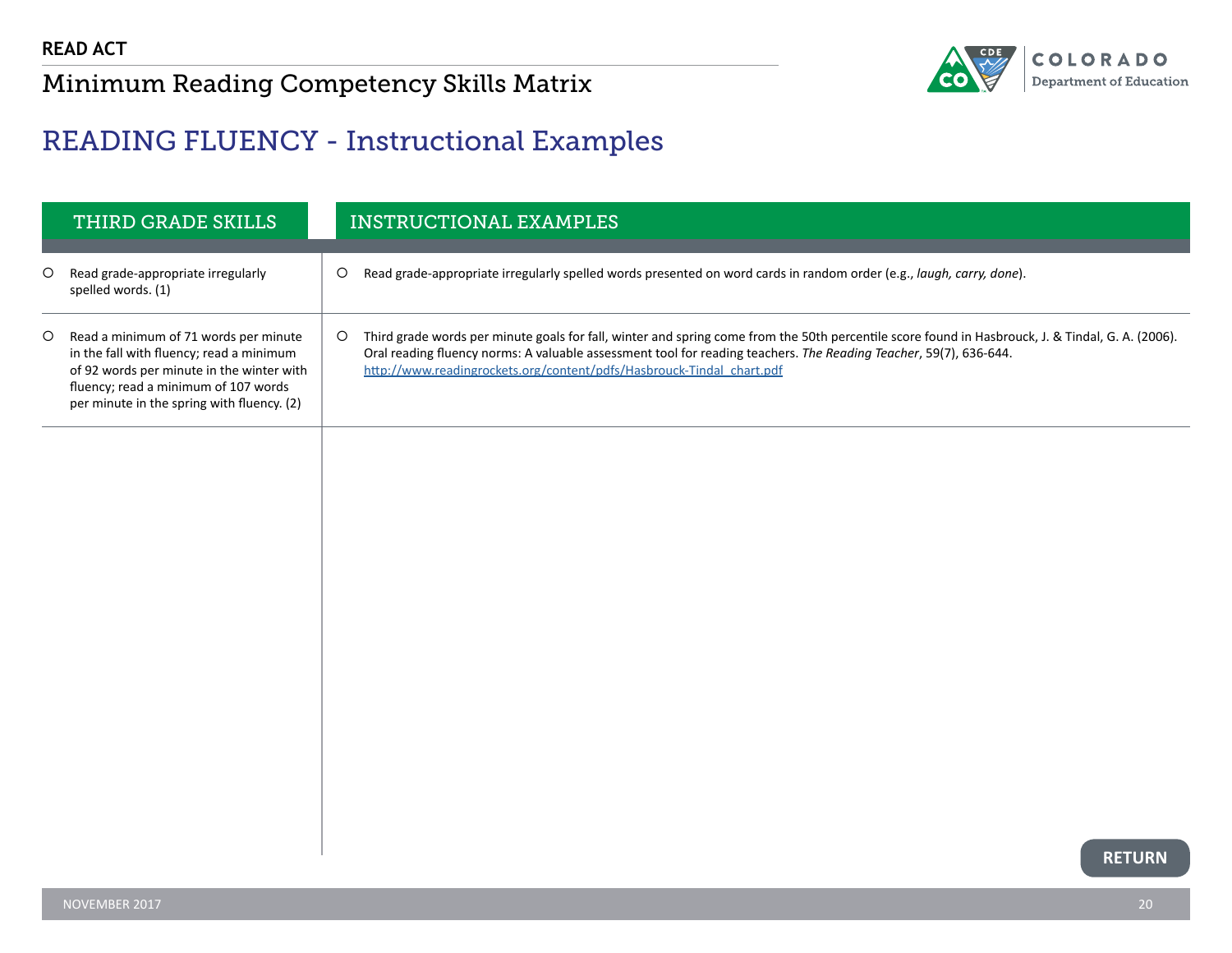**READ ACT**

Minimum Reading Competency Skills Matrix

# READING FLUENCY - Instructional Examples

| THIRD GRADE SKILLS | INSTRUCTIONAL EXAMPLES |
| --- | --- |
| ○ Read grade-appropriate irregularly spelled words. (1) | ○ Read grade-appropriate irregularly spelled words presented on word cards in random order (e.g., *laugh, carry, done*). |
| ○ Read a minimum of 71 words per minute in the fall with fluency; read a minimum of 92 words per minute in the winter with fluency; read a minimum of 107 words per minute in the spring with fluency. (2) | ○ Third grade words per minute goals for fall, winter and spring come from the 50th percentile score found in Hasbrouck, J. & Tindal, G. A. (2006). Oral reading fluency norms: A valuable assessment tool for reading teachers. *The Reading Teacher*, 59(7), 636-644. http://www.readingrockets.org/content/pdfs/Hasbrouck-Tindal_chart.pdf |

RETURN

NOVEMBER 2017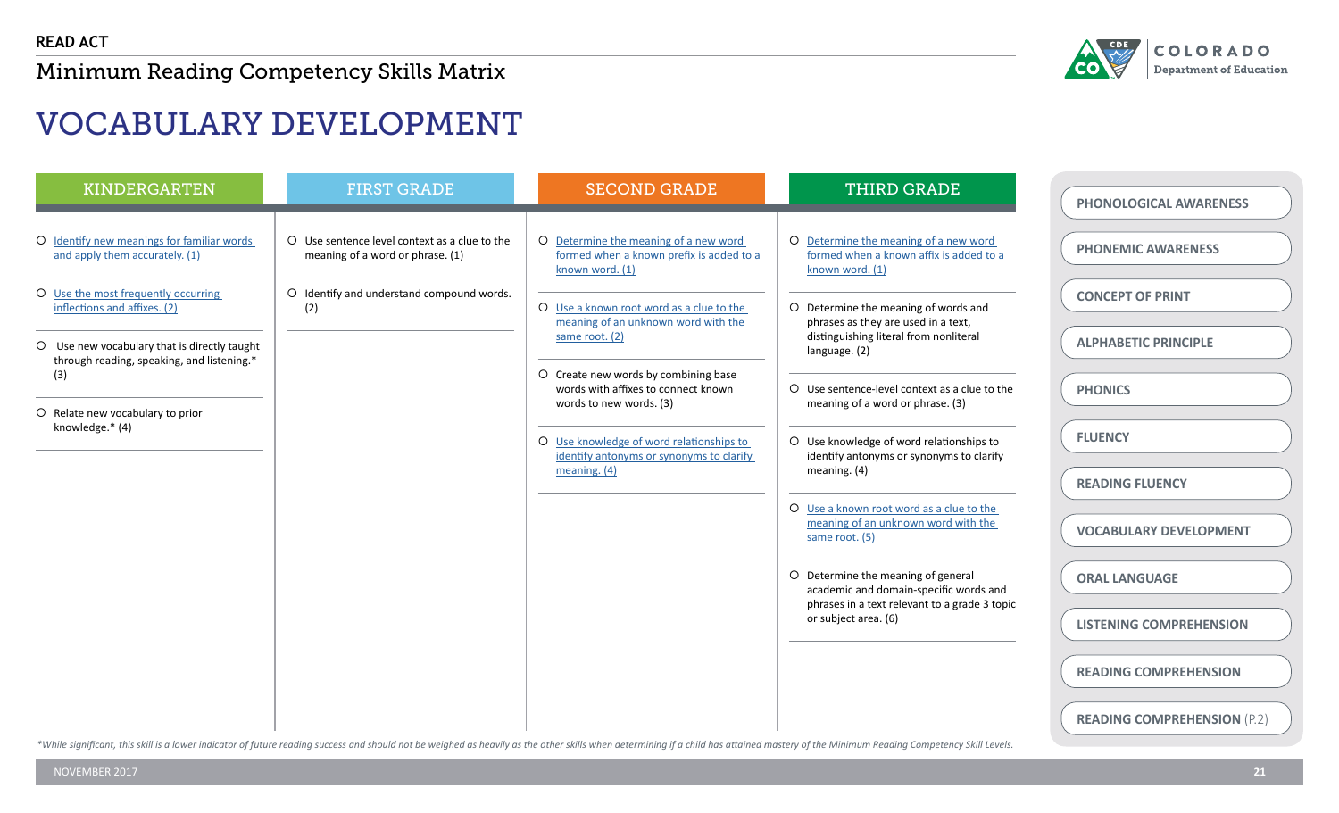READ ACT

Minimum Reading Competency Skills Matrix

# VOCABULARY DEVELOPMENT

| KINDERGARTEN | FIRST GRADE | SECOND GRADE | THIRD GRADE |
|---|---|---|---|
| ○ Identify new meanings for familiar words and apply them accurately. (1) | ○ Use sentence level context as a clue to the meaning of a word or phrase. (1) | ○ Determine the meaning of a new word formed when a known prefix is added to a known word. (1) | ○ Determine the meaning of a new word formed when a known affix is added to a known word. (1) |
| ○ Use the most frequently occurring inflections and affixes. (2) | ○ Identify and understand compound words. (2) | ○ Use a known root word as a clue to the meaning of an unknown word with the same root. (2) | ○ Determine the meaning of words and phrases as they are used in a text, distinguishing literal from nonliteral language. (2) |
| ○ Use new vocabulary that is directly taught through reading, speaking, and listening.* (3) | | ○ Create new words by combining base words with affixes to connect known words to new words. (3) | ○ Use sentence-level context as a clue to the meaning of a word or phrase. (3) |
| ○ Relate new vocabulary to prior knowledge.* (4) | | ○ Use knowledge of word relationships to identify antonyms or synonyms to clarify meaning. (4) | ○ Use knowledge of word relationships to identify antonyms or synonyms to clarify meaning. (4) |
| | | | ○ Use a known root word as a clue to the meaning of an unknown word with the same root. (5) |
| | | | ○ Determine the meaning of general academic and domain-specific words and phrases in a text relevant to a grade 3 topic or subject area. (6) |

*While significant, this skill is a lower indicator of future reading success and should not be weighed as heavily as the other skills when determining if a child has attained mastery of the Minimum Reading Competency Skill Levels.*

- PHONOLOGICAL AWARENESS
- PHONEMIC AWARENESS
- CONCEPT OF PRINT
- ALPHABETIC PRINCIPLE
- PHONICS
- FLUENCY
- READING FLUENCY
- VOCABULARY DEVELOPMENT
- ORAL LANGUAGE
- LISTENING COMPREHENSION
- READING COMPREHENSION
- READING COMPREHENSION (P.2)

NOVEMBER 2017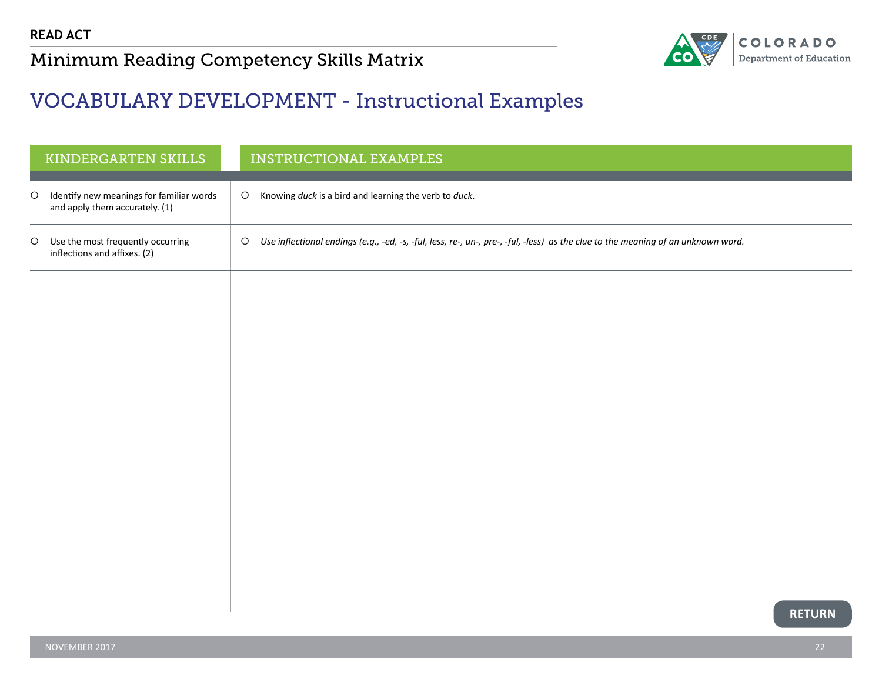**READ ACT**

Minimum Reading Competency Skills Matrix

# VOCABULARY DEVELOPMENT - Instructional Examples

| KINDERGARTEN SKILLS | INSTRUCTIONAL EXAMPLES |
| --- | --- |
| Identify new meanings for familiar words and apply them accurately. (1) | Knowing *duck* is a bird and learning the verb to *duck*. |
| Use the most frequently occurring inflections and affixes. (2) | *Use inflectional endings (e.g., -ed, -s, -ful, less, re-, un-, pre-, -ful, -less) as the clue to the meaning of an unknown word.* |

RETURN

NOVEMBER 2017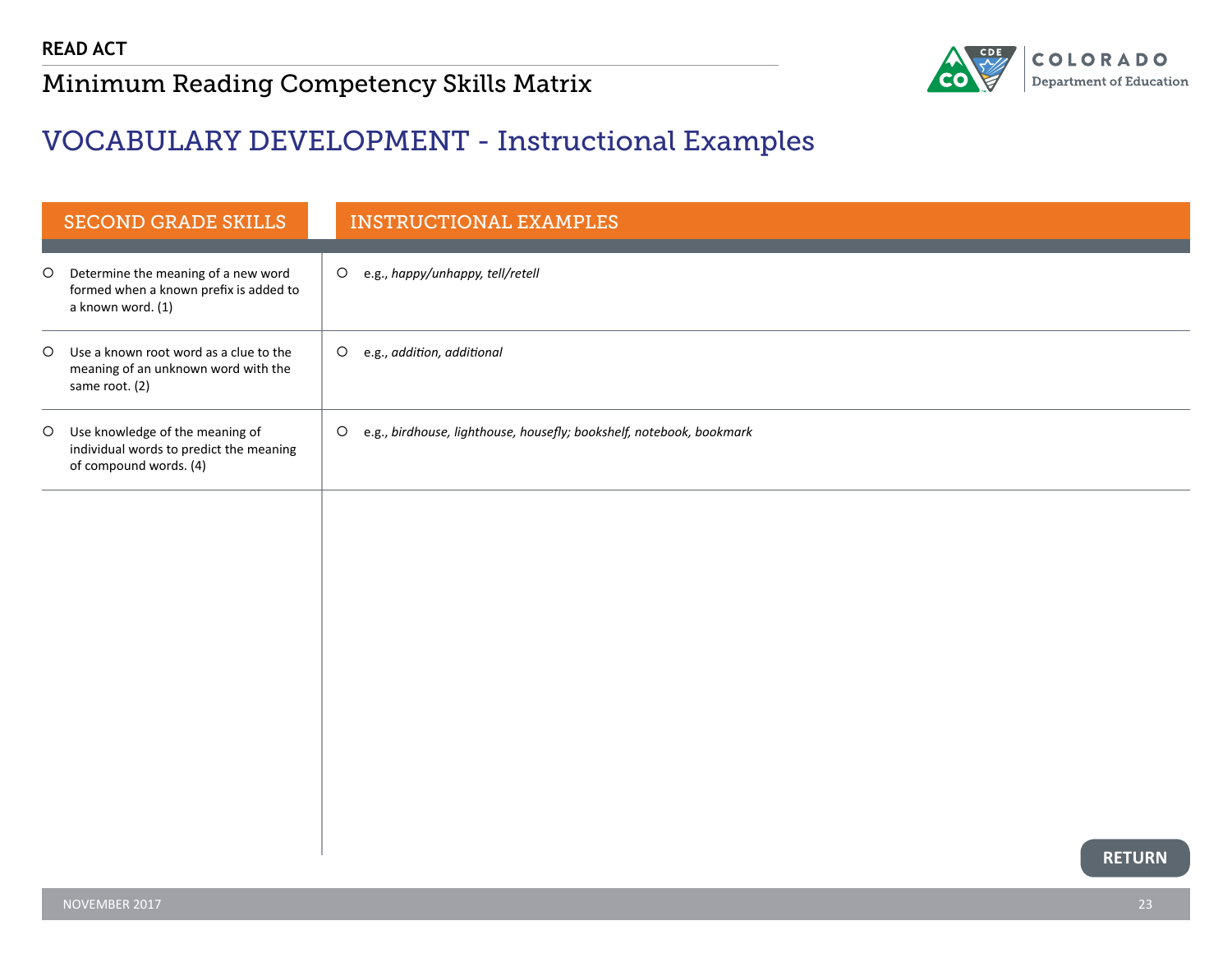## READ ACT

# Minimum Reading Competency Skills Matrix

## VOCABULARY DEVELOPMENT - Instructional Examples

| SECOND GRADE SKILLS | INSTRUCTIONAL EXAMPLES |
|---|---|
| ○ Determine the meaning of a new word formed when a known prefix is added to a known word. (1) | ○ e.g., *happy/unhappy, tell/retell* |
| ○ Use a known root word as a clue to the meaning of an unknown word with the same root. (2) | ○ e.g., *addition, additional* |
| ○ Use knowledge of the meaning of individual words to predict the meaning of compound words. (4) | ○ e.g., *birdhouse, lighthouse, housefly; bookshelf, notebook, bookmark* |

RETURN

NOVEMBER 2017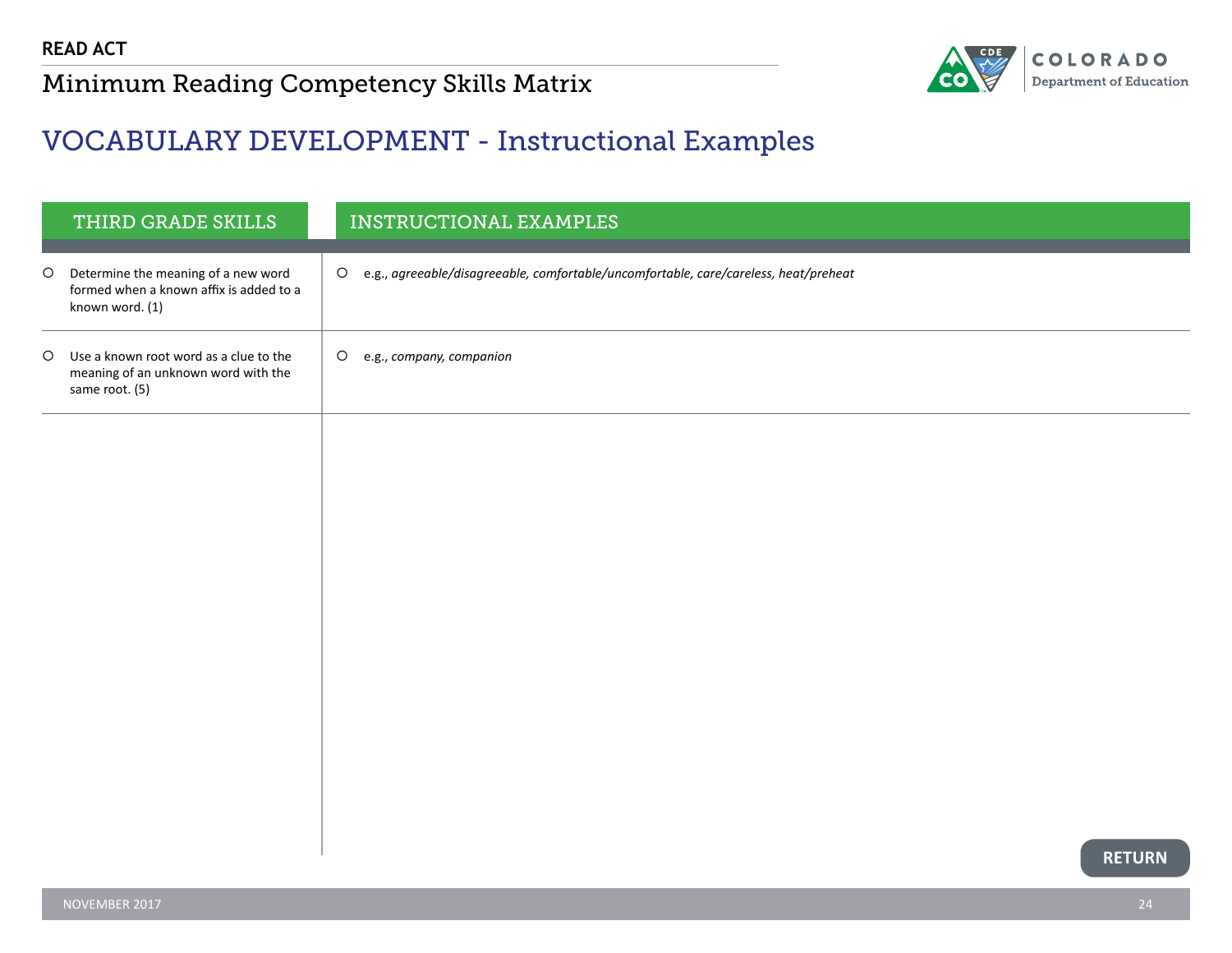# READ ACT

## Minimum Reading Competency Skills Matrix

## VOCABULARY DEVELOPMENT - Instructional Examples

| THIRD GRADE SKILLS | INSTRUCTIONAL EXAMPLES |
| --- | --- |
| ○ Determine the meaning of a new word formed when a known affix is added to a known word. (1) | ○ e.g., *agreeable/disagreeable, comfortable/uncomfortable, care/careless, heat/preheat* |
| ○ Use a known root word as a clue to the meaning of an unknown word with the same root. (5) | ○ e.g., *company, companion* |

RETURN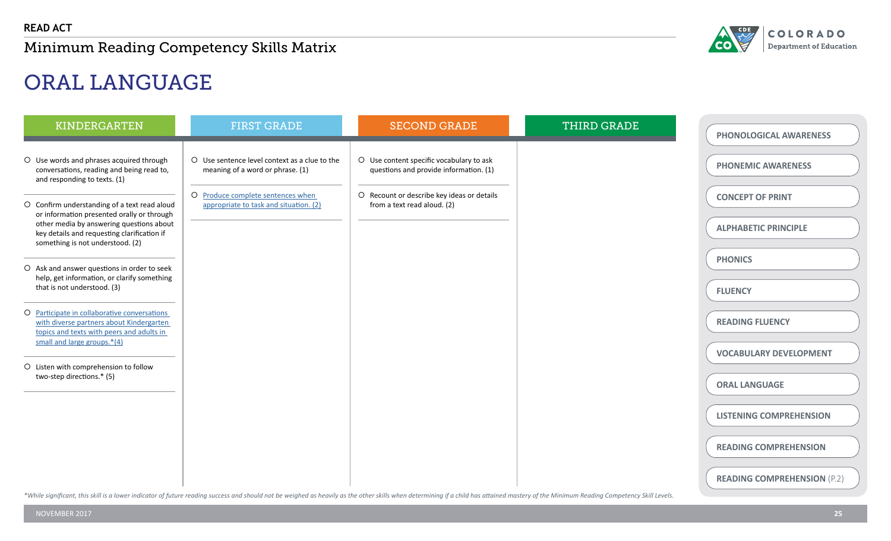READ ACT

Minimum Reading Competency Skills Matrix

# ORAL LANGUAGE

| KINDERGARTEN | FIRST GRADE | SECOND GRADE | THIRD GRADE |
|---|---|---|---|
| ○ Use words and phrases acquired through conversations, reading and being read to, and responding to texts. (1) | ○ Use sentence level context as a clue to the meaning of a word or phrase. (1) | ○ Use content specific vocabulary to ask questions and provide information. (1) | |
| ○ Confirm understanding of a text read aloud or information presented orally or through other media by answering questions about key details and requesting clarification if something is not understood. (2) | ○ Produce complete sentences when appropriate to task and situation. (2) | ○ Recount or describe key ideas or details from a text read aloud. (2) | |
| ○ Ask and answer questions in order to seek help, get information, or clarify something that is not understood. (3) | | | |
| ○ Participate in collaborative conversations with diverse partners about Kindergarten topics and texts with peers and adults in small and large groups.*(4) | | | |
| ○ Listen with comprehension to follow two-step directions.* (5) | | | |

- PHONOLOGICAL AWARENESS
- PHONEMIC AWARENESS
- CONCEPT OF PRINT
- ALPHABETIC PRINCIPLE
- PHONICS
- FLUENCY
- READING FLUENCY
- VOCABULARY DEVELOPMENT
- ORAL LANGUAGE
- LISTENING COMPREHENSION
- READING COMPREHENSION
- READING COMPREHENSION (P.2)

*While significant, this skill is a lower indicator of future reading success and should not be weighed as heavily as the other skills when determining if a child has attained mastery of the Minimum Reading Competency Skill Levels.*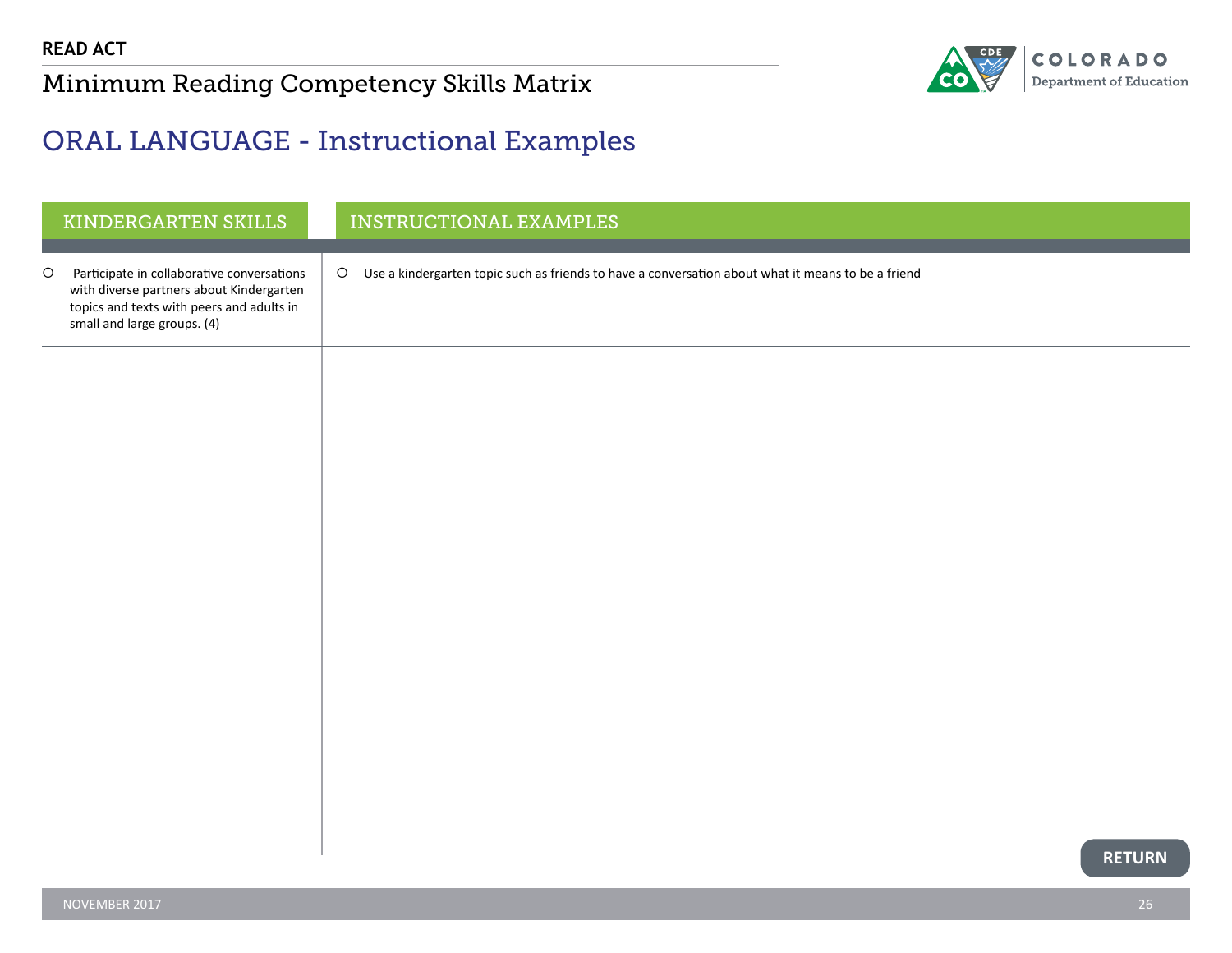## ORAL LANGUAGE - Instructional Examples

| KINDERGARTEN SKILLS | INSTRUCTIONAL EXAMPLES |
|---|---|
| ○ Participate in collaborative conversations with diverse partners about Kindergarten topics and texts with peers and adults in small and large groups. (4) | ○ Use a kindergarten topic such as friends to have a conversation about what it means to be a friend |

RETURN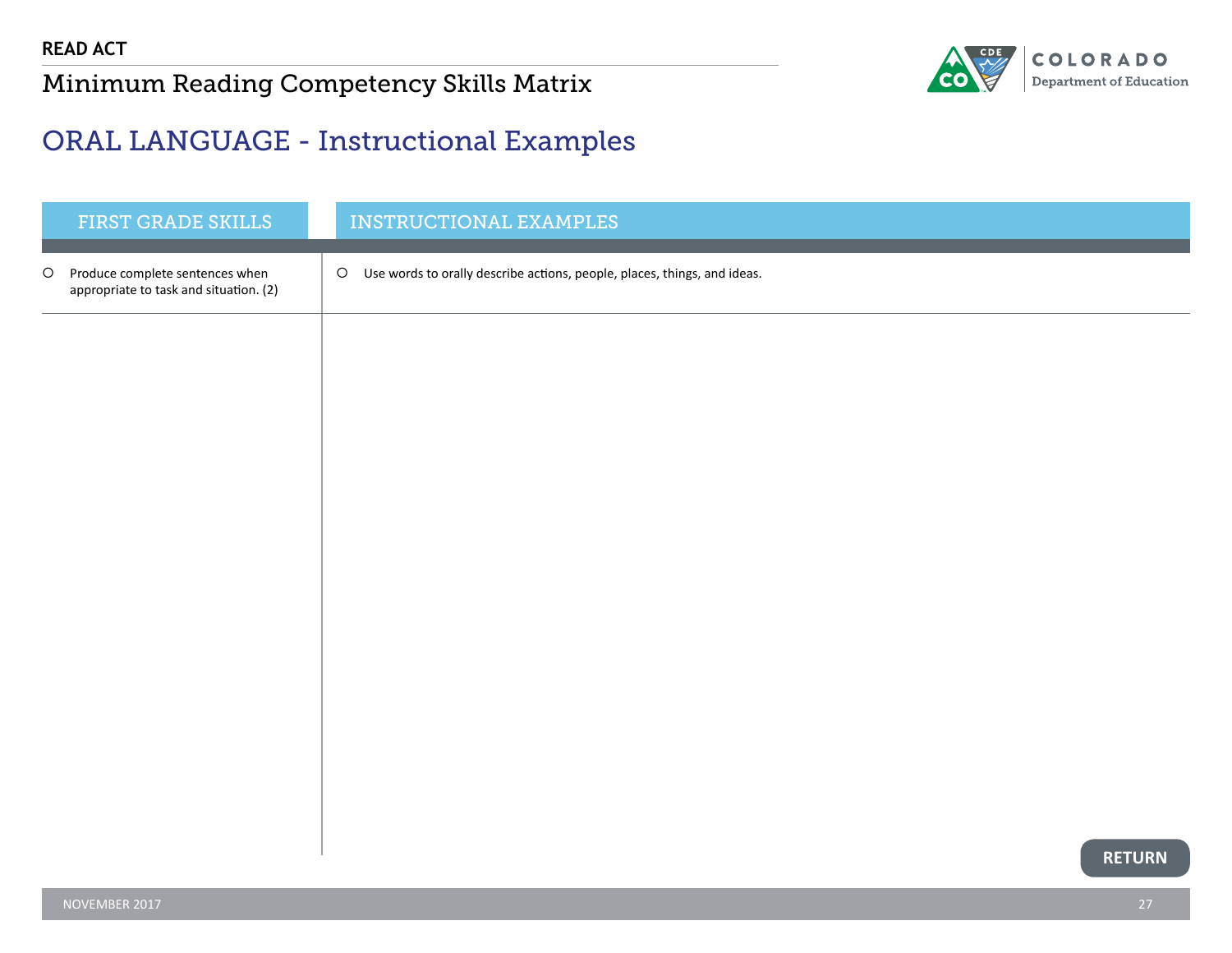# ORAL LANGUAGE - Instructional Examples

| FIRST GRADE SKILLS | INSTRUCTIONAL EXAMPLES |
|---|---|
| ○ Produce complete sentences when appropriate to task and situation. (2) | ○ Use words to orally describe actions, people, places, things, and ideas. |

RETURN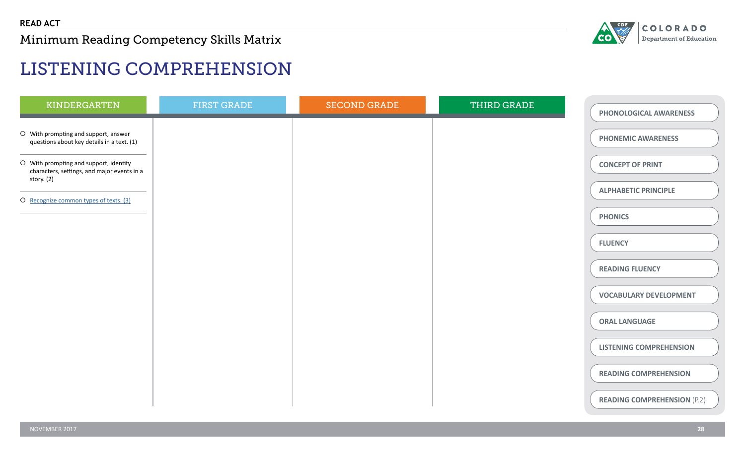**READ ACT**

Minimum Reading Competency Skills Matrix

# LISTENING COMPREHENSION

| KINDERGARTEN | FIRST GRADE | SECOND GRADE | THIRD GRADE |
|---|---|---|---|
| ○ With prompting and support, answer questions about key details in a text. (1) | | | |
| ○ With prompting and support, identify characters, settings, and major events in a story. (2) | | | |
| ○ Recognize common types of texts. (3) | | | |

- PHONOLOGICAL AWARENESS
- PHONEMIC AWARENESS
- CONCEPT OF PRINT
- ALPHABETIC PRINCIPLE
- PHONICS
- FLUENCY
- READING FLUENCY
- VOCABULARY DEVELOPMENT
- ORAL LANGUAGE
- LISTENING COMPREHENSION
- READING COMPREHENSION
- READING COMPREHENSION (P.2)

NOVEMBER 2017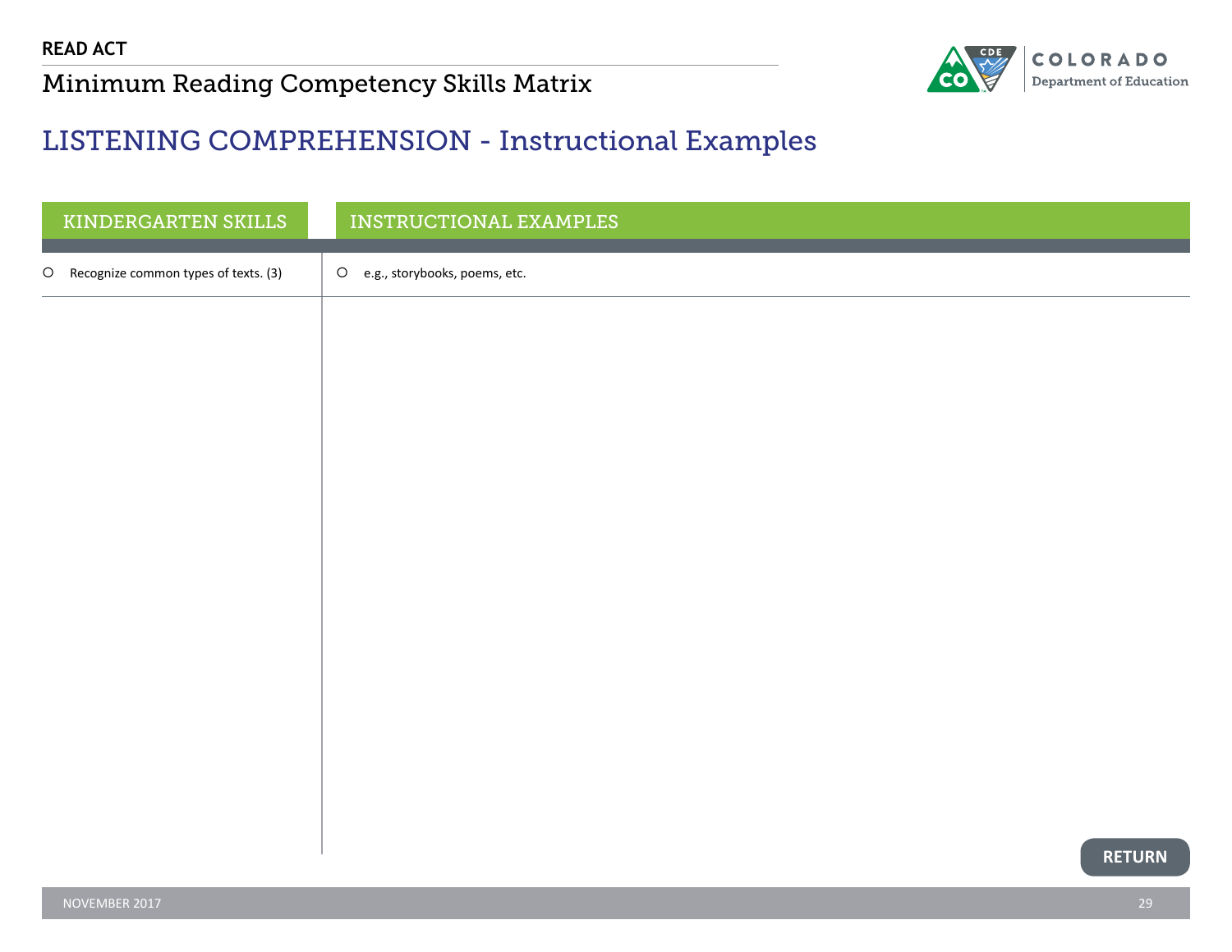# LISTENING COMPREHENSION - Instructional Examples

| KINDERGARTEN SKILLS | INSTRUCTIONAL EXAMPLES |
| --- | --- |
| ○ Recognize common types of texts. (3) | ○ e.g., storybooks, poems, etc. |

RETURN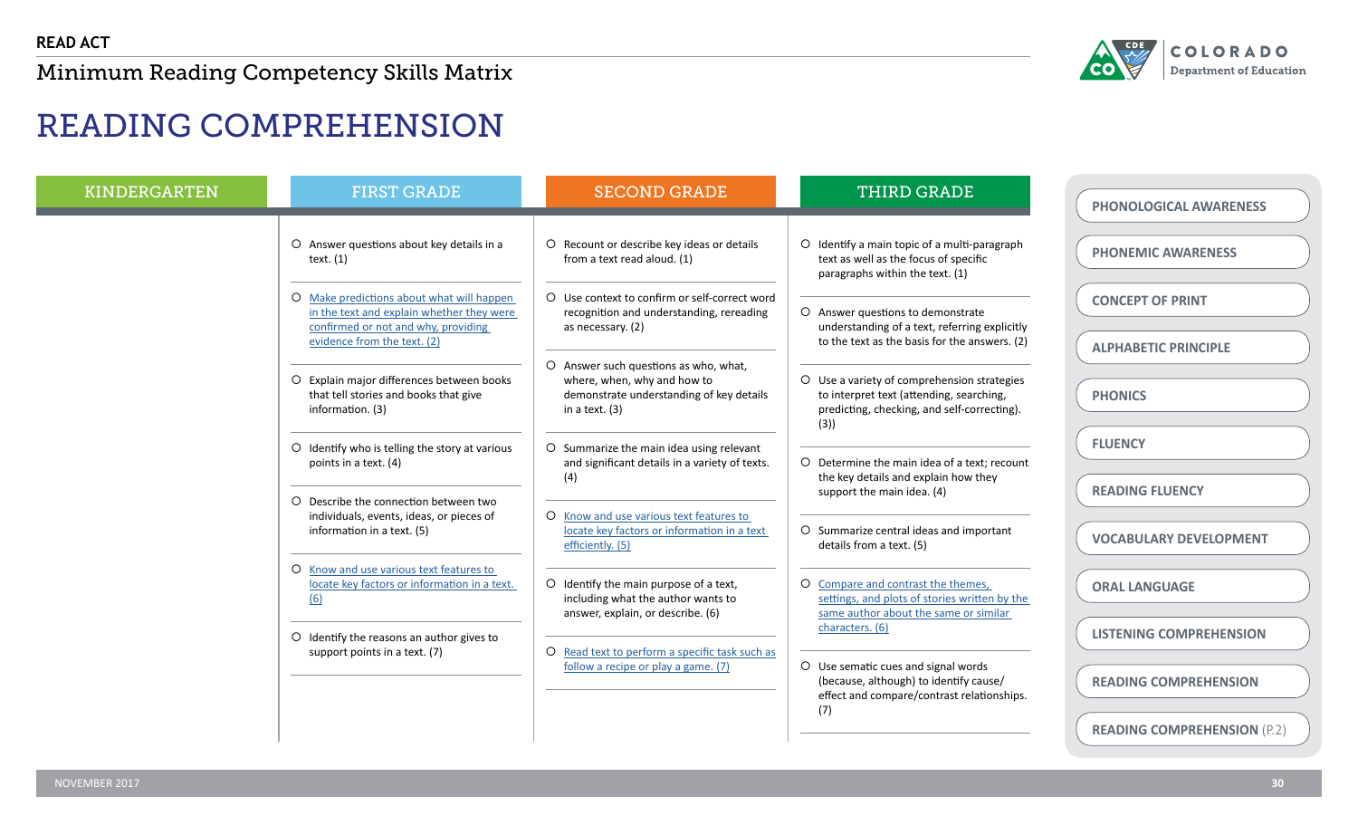READ ACT

Minimum Reading Competency Skills Matrix

# READING COMPREHENSION

| KINDERGARTEN | FIRST GRADE | SECOND GRADE | THIRD GRADE |
|---|---|---|---|
| | Answer questions about key details in a text. (1) | Recount or describe key ideas or details from a text read aloud. (1) | Identify a main topic of a multi-paragraph text as well as the focus of specific paragraphs within the text. (1) |
| | Make predictions about what will happen in the text and explain whether they were confirmed or not and why, providing evidence from the text. (2) | Use context to confirm or self-correct word recognition and understanding, rereading as necessary. (2) | Answer questions to demonstrate understanding of a text, referring explicitly to the text as the basis for the answers. (2) |
| | Explain major differences between books that tell stories and books that give information. (3) | Answer such questions as who, what, where, when, why and how to demonstrate understanding of key details in a text. (3) | Use a variety of comprehension strategies to interpret text (attending, searching, predicting, checking, and self-correcting). (3)) |
| | Identify who is telling the story at various points in a text. (4) | Summarize the main idea using relevant and significant details in a variety of texts. (4) | Determine the main idea of a text; recount the key details and explain how they support the main idea. (4) |
| | Describe the connection between two individuals, events, ideas, or pieces of information in a text. (5) | Know and use various text features to locate key factors or information in a text efficiently. (5) | Summarize central ideas and important details from a text. (5) |
| | Know and use various text features to locate key factors or information in a text. (6) | Identify the main purpose of a text, including what the author wants to answer, explain, or describe. (6) | Compare and contrast the themes, settings, and plots of stories written by the same author about the same or similar characters. (6) |
| | Identify the reasons an author gives to support points in a text. (7) | Read text to perform a specific task such as follow a recipe or play a game. (7) | Use sematic cues and signal words (because, although) to identify cause/effect and compare/contrast relationships. (7) |

- PHONOLOGICAL AWARENESS
- PHONEMIC AWARENESS
- CONCEPT OF PRINT
- ALPHABETIC PRINCIPLE
- PHONICS
- FLUENCY
- READING FLUENCY
- VOCABULARY DEVELOPMENT
- ORAL LANGUAGE
- LISTENING COMPREHENSION
- READING COMPREHENSION
- READING COMPREHENSION (P.2)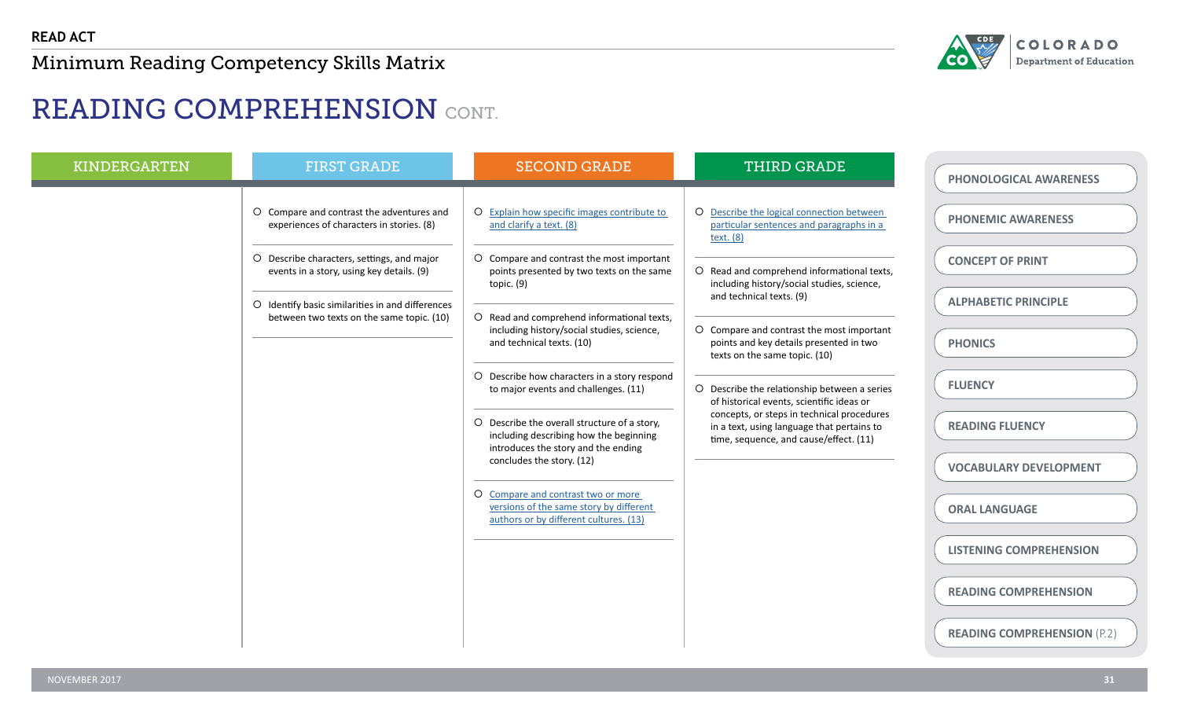READ ACT

Minimum Reading Competency Skills Matrix

# READING COMPREHENSION CONT.

| KINDERGARTEN | FIRST GRADE | SECOND GRADE | THIRD GRADE |
|---|---|---|---|
| | ○ Compare and contrast the adventures and experiences of characters in stories. (8) | ○ Explain how specific images contribute to and clarify a text. (8) | ○ Describe the logical connection between particular sentences and paragraphs in a text. (8) |
| | ○ Describe characters, settings, and major events in a story, using key details. (9) | ○ Compare and contrast the most important points presented by two texts on the same topic. (9) | ○ Read and comprehend informational texts, including history/social studies, science, and technical texts. (9) |
| | ○ Identify basic similarities in and differences between two texts on the same topic. (10) | ○ Read and comprehend informational texts, including history/social studies, science, and technical texts. (10) | ○ Compare and contrast the most important points and key details presented in two texts on the same topic. (10) |
| | | ○ Describe how characters in a story respond to major events and challenges. (11) | ○ Describe the relationship between a series of historical events, scientific ideas or concepts, or steps in technical procedures in a text, using language that pertains to time, sequence, and cause/effect. (11) |
| | | ○ Describe the overall structure of a story, including describing how the beginning introduces the story and the ending concludes the story. (12) | |
| | | ○ Compare and contrast two or more versions of the same story by different authors or by different cultures. (13) | |

- PHONOLOGICAL AWARENESS
- PHONEMIC AWARENESS
- CONCEPT OF PRINT
- ALPHABETIC PRINCIPLE
- PHONICS
- FLUENCY
- READING FLUENCY
- VOCABULARY DEVELOPMENT
- ORAL LANGUAGE
- LISTENING COMPREHENSION
- READING COMPREHENSION
- READING COMPREHENSION (P.2)

NOVEMBER 2017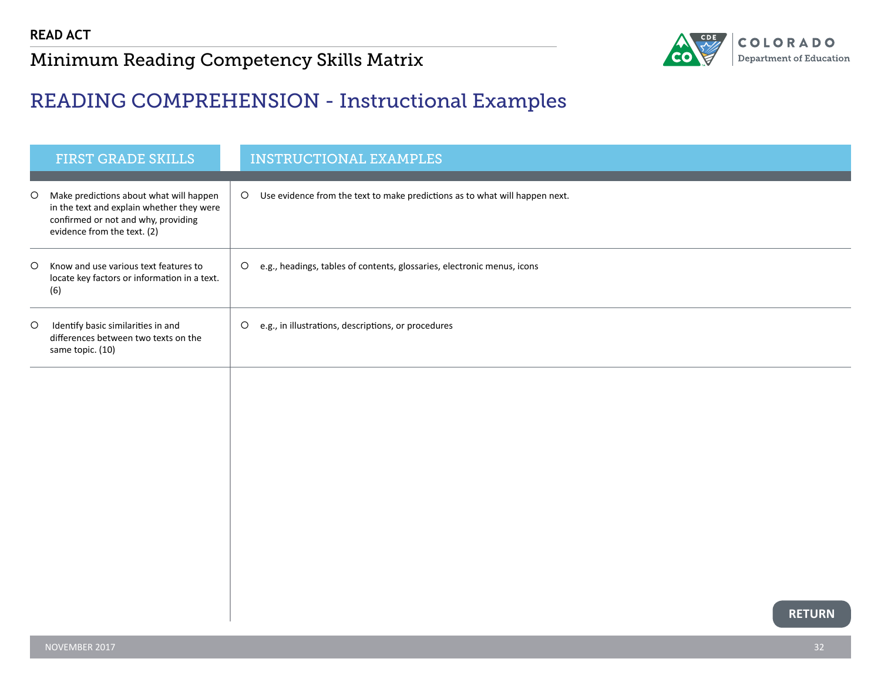# READ ACT

## Minimum Reading Competency Skills Matrix

## READING COMPREHENSION - Instructional Examples

| FIRST GRADE SKILLS | INSTRUCTIONAL EXAMPLES |
|---|---|
| ○ Make predictions about what will happen in the text and explain whether they were confirmed or not and why, providing evidence from the text. (2) | ○ Use evidence from the text to make predictions as to what will happen next. |
| ○ Know and use various text features to locate key factors or information in a text. (6) | ○ e.g., headings, tables of contents, glossaries, electronic menus, icons |
| ○ Identify basic similarities in and differences between two texts on the same topic. (10) | ○ e.g., in illustrations, descriptions, or procedures |

RETURN

NOVEMBER 2017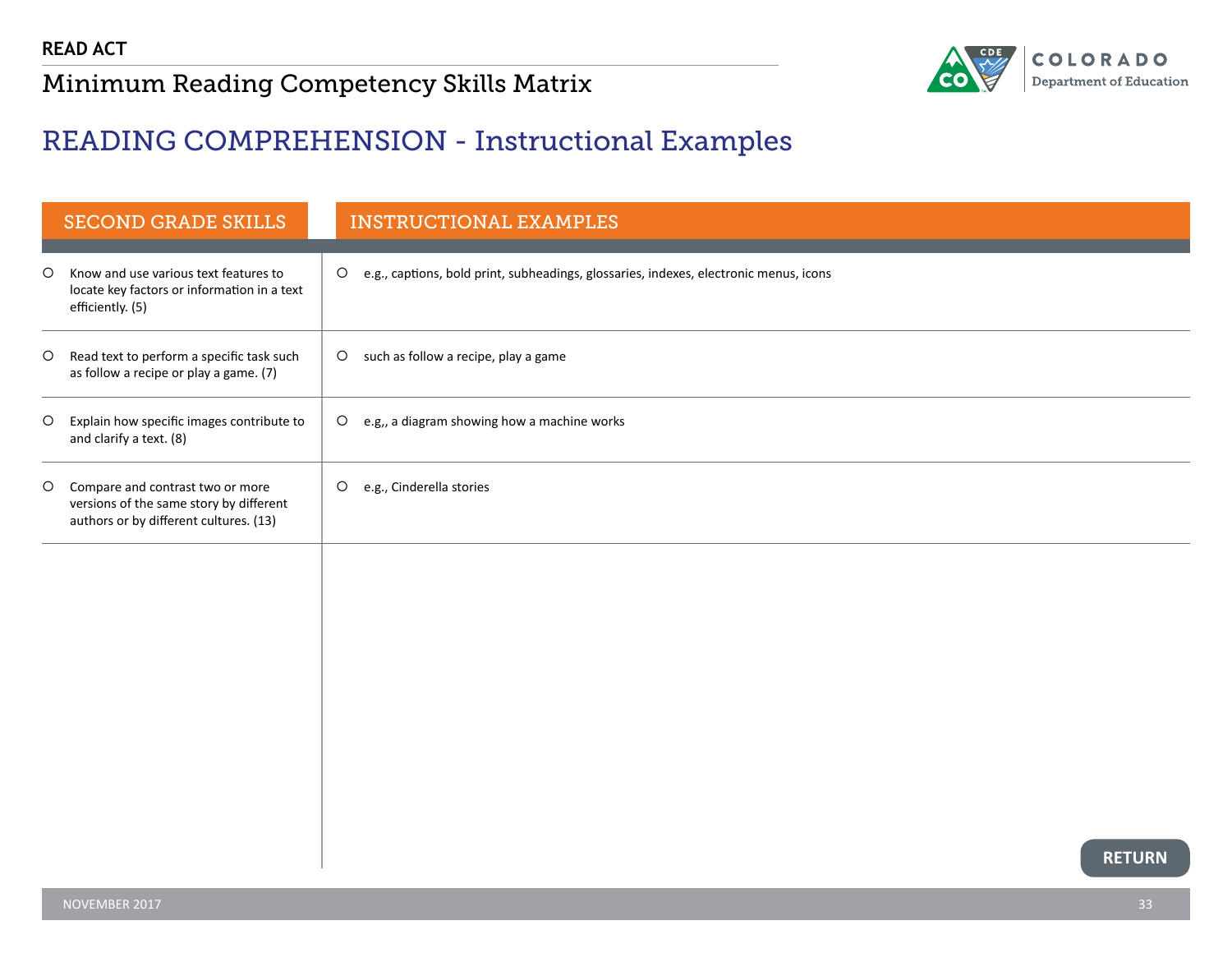# READ ACT

## Minimum Reading Competency Skills Matrix

## READING COMPREHENSION - Instructional Examples

| SECOND GRADE SKILLS | INSTRUCTIONAL EXAMPLES |
|---|---|
| Know and use various text features to locate key factors or information in a text efficiently. (5) | e.g., captions, bold print, subheadings, glossaries, indexes, electronic menus, icons |
| Read text to perform a specific task such as follow a recipe or play a game. (7) | such as follow a recipe, play a game |
| Explain how specific images contribute to and clarify a text. (8) | e.g,, a diagram showing how a machine works |
| Compare and contrast two or more versions of the same story by different authors or by different cultures. (13) | e.g., Cinderella stories |

RETURN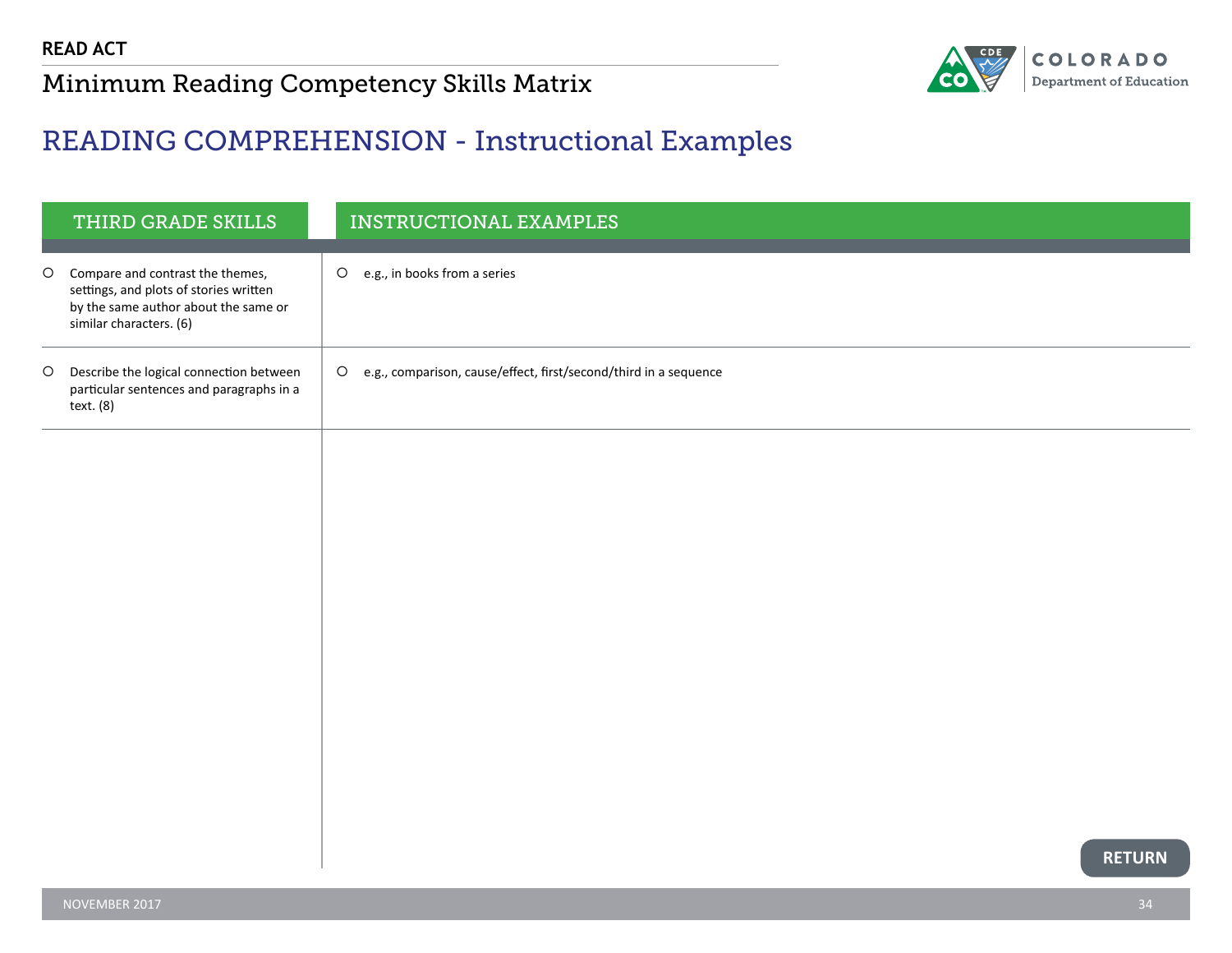READ ACT

Minimum Reading Competency Skills Matrix

# READING COMPREHENSION - Instructional Examples

| THIRD GRADE SKILLS | INSTRUCTIONAL EXAMPLES |
|---|---|
| Compare and contrast the themes, settings, and plots of stories written by the same author about the same or similar characters. (6) | e.g., in books from a series |
| Describe the logical connection between particular sentences and paragraphs in a text. (8) | e.g., comparison, cause/effect, first/second/third in a sequence |

RETURN

NOVEMBER 2017